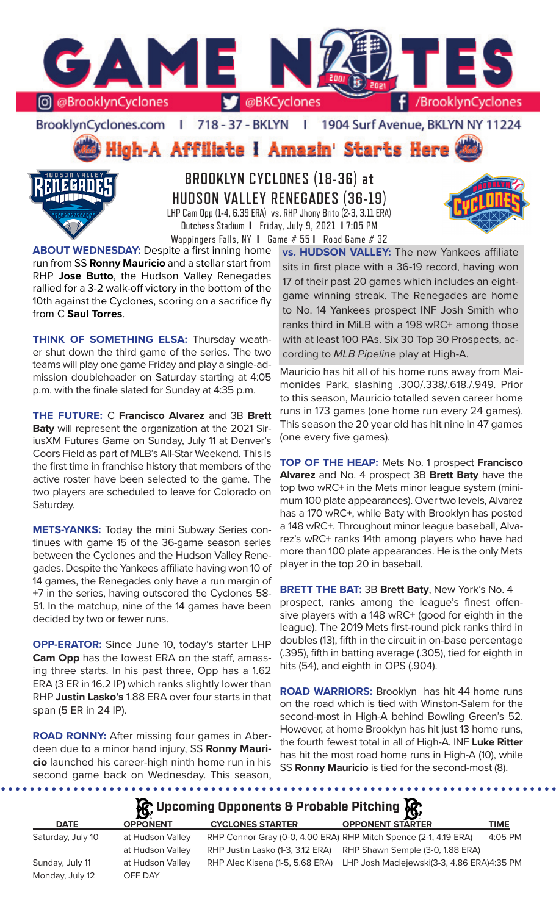# GAME NOTES

@BrooklynCyclones | @BKCyclones | /BrooklynCyclones

BrooklynCyclones.com | 718-37-BKLYN | 1904 Surf Avenue, BKLYN NY 11224

**High-A Affiliate | Amazin' Starts Here**

## BROOKLYN CYCLONES (18-36) at HUDSON VALLEY RENEGADES (36-19)

LHP Cam Opp (1-4, 6.39 ERA) vs. RHP Jhony Brito (2-3, 3.11 ERA)

Dutchess Stadium | Friday, July 9, 2021 | 7:05 PM

Wappingers Falls, NY | Game # 55 | Road Game # 32

**ABOUT WEDNESDAY:** Despite a first inning home run from SS **Ronny Mauricio** and a stellar start from RHP **Jose Butto**, the Hudson Valley Renegades rallied for a 3-2 walk-off victory in the bottom of the 10th against the Cyclones, scoring on a sacrifice fly from C **Saul Torres**.

**THINK OF SOMETHING ELSA:** Thursday weather shut down the third game of the series. The two teams will play one game Friday and play a single-admission doubleheader on Saturday starting at 4:05 p.m. with the finale slated for Sunday at 4:35 p.m.

**THE FUTURE:** C **Francisco Alvarez** and 3B **Brett Baty** will represent the organization at the 2021 SiriusXM Futures Game on Sunday, July 11 at Denver's Coors Field as part of MLB's All-Star Weekend. This is the first time in franchise history that members of the active roster have been selected to the game. The two players are scheduled to leave for Colorado on Saturday.

**METS-YANKS:** Today the mini Subway Series continues with game 15 of the 36-game season series between the Cyclones and the Hudson Valley Renegades. Despite the Yankees affiliate having won 10 of 14 games, the Renegades only have a run margin of +7 in the series, having outscored the Cyclones 58-51. In the matchup, nine of the 14 games have been decided by two or fewer runs.

**OPP-ERATOR:** Since June 10, today's starter LHP **Cam Opp** has the lowest ERA on the staff, amassing three starts. In his past three, Opp has a 1.62 ERA (3 ER in 16.2 IP) which ranks slightly lower than RHP **Justin Lasko's** 1.88 ERA over four starts in that span (5 ER in 24 IP).

**ROAD RONNY:** After missing four games in Aberdeen due to a minor hand injury, SS **Ronny Mauricio** launched his career-high ninth home run in his second game back on Wednesday. This season, Mauricio has hit all of his home runs away from Maimonides Park, slashing .300/.338/.618./.949. Prior to this season, Mauricio totalled seven career home runs in 173 games (one home run every 24 games). This season the 20 year old has hit nine in 47 games (one every five games).

**vs. HUDSON VALLEY:** The new Yankees affiliate sits in first place with a 36-19 record, having won 17 of their past 20 games which includes an eight-game winning streak. The Renegades are home to No. 14 Yankees prospect INF Josh Smith who ranks third in MiLB with a 198 wRC+ among those with at least 100 PAs. Six 30 Top 30 Prospects, according to *MLB Pipeline* play at High-A.

**TOP OF THE HEAP:** Mets No. 1 prospect **Francisco Alvarez** and No. 4 prospect 3B **Brett Baty** have the top two wRC+ in the Mets minor league system (minimum 100 plate appearances). Over two levels, Alvarez has a 170 wRC+, while Baty with Brooklyn has posted a 148 wRC+. Throughout minor league baseball, Alvarez's wRC+ ranks 14th among players who have had more than 100 plate appearances. He is the only Mets player in the top 20 in baseball.

**BRETT THE BAT:** 3B **Brett Baty**, New York's No. 4 prospect, ranks among the league's finest offensive players with a 148 wRC+ (good for eighth in the league). The 2019 Mets first-round pick ranks third in doubles (13), fifth in the circuit in on-base percentage (.395), fifth in batting average (.305), tied for eighth in hits (54), and eighth in OPS (.904).

**ROAD WARRIORS:** Brooklyn has hit 44 home runs on the road which is tied with Winston-Salem for the second-most in High-A behind Bowling Green's 52. However, at home Brooklyn has hit just 13 home runs, the fourth fewest total in all of High-A. INF **Luke Ritter** has hit the most road home runs in High-A (10), while SS **Ronny Mauricio** is tied for the second-most (8).

## Upcoming Opponents & Probable Pitching

| DATE | OPPONENT | CYCLONES STARTER | OPPONENT STARTER | TIME |
|---|---|---|---|---|
| Saturday, July 10 | at Hudson Valley | RHP Connor Gray (0-0, 4.00 ERA) | RHP Mitch Spence (2-1, 4.19 ERA) | 4:05 PM |
| | at Hudson Valley | RHP Justin Lasko (1-3, 3.12 ERA) | RHP Shawn Semple (3-0, 1.88 ERA) | |
| Sunday, July 11 | at Hudson Valley | RHP Alec Kisena (1-5, 5.68 ERA) | LHP Josh Maciejewski(3-3, 4.86 ERA) | 4:35 PM |
| Monday, July 12 | OFF DAY | | | |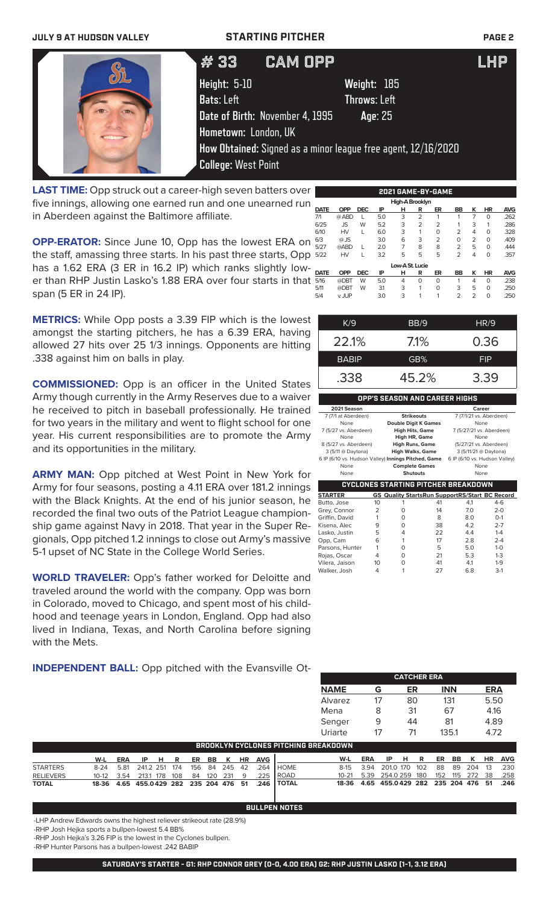# STARTING PITCHER

## # 33 CAM OPP — LHP

**Height:** 5-10  **Weight:** 185
**Bats:** Left  **Throws:** Left
**Date of Birth:** November 4, 1995  **Age:** 25
**Hometown:** London, UK
**How Obtained:** Signed as a minor league free agent, 12/16/2020
**College:** West Point

**LAST TIME:** Opp struck out a career-high seven batters over five innings, allowing one earned run and one unearned run in Aberdeen against the Baltimore affiliate.

**OPP-ERATOR:** Since June 10, Opp has the lowest ERA on the staff, amassing three starts. In his past three starts, Opp has a 1.62 ERA (3 ER in 16.2 IP) which ranks slightly lower than RHP Justin Lasko's 1.88 ERA over four starts in that span (5 ER in 24 IP).

**METRICS:** While Opp posts a 3.39 FIP which is the lowest amongst the starting pitchers, he has a 6.39 ERA, having allowed 27 hits over 25 1/3 innings. Opponents are hitting .338 against him on balls in play.

**COMMISSIONED:** Opp is an officer in the United States Army though currently in the Army Reserves due to a waiver he received to pitch in baseball professionally. He trained for two years in the military and went to flight school for one year. His current responsibilities are to promote the Army and its opportunities in the military.

**ARMY MAN:** Opp pitched at West Point in New York for Army for four seasons, posting a 4.11 ERA over 181.2 innings with the Black Knights. At the end of his junior season, he recorded the final two outs of the Patriot League championship game against Navy in 2018. That year in the Super Regionals, Opp pitched 1.2 innings to close out Army's massive 5-1 upset of NC State in the College World Series.

**WORLD TRAVELER:** Opp's father worked for Deloitte and traveled around the world with the company. Opp was born in Colorado, moved to Chicago, and spent most of his childhood and teenage years in London, England. Opp had also lived in Indiana, Texas, and North Carolina before signing with the Mets.

**INDEPENDENT BALL:** Opp pitched with the Evansville Ot-

### 2021 GAME-BY-GAME

| DATE | OPP | DEC | IP | H | R | ER | BB | K | HR | AVG |
|---|---|---|---|---|---|---|---|---|---|---|
| **High-A Brooklyn** | | | | | | | | | | |
| 7/1 | @ABD | L | 5.0 | 3 | 2 | 1 | 1 | 7 | 0 | .262 |
| 6/25 | JS | W | 5.2 | 3 | 2 | 2 | 1 | 3 | 1 | .286 |
| 6/10 | HV | L | 6.0 | 3 | 1 | 0 | 2 | 4 | 0 | .328 |
| 6/3 | @JS | | 3.0 | 6 | 3 | 2 | 0 | 2 | 0 | .409 |
| 5/27 | @ABD | L | 2.0 | 7 | 8 | 8 | 2 | 5 | 0 | .444 |
| 5/22 | HV | L | 3.2 | 5 | 5 | 5 | 2 | 4 | 0 | .357 |
| **Low-A St. Lucie** | | | | | | | | | | |
| 5/16 | @DBT | W | 5.0 | 4 | 0 | 0 | 1 | 4 | 0 | .238 |
| 5/11 | @DBT | W | 3.1 | 3 | 1 | 0 | 3 | 5 | 0 | .250 |
| 5/4 | v. JUP | | 3.0 | 3 | 1 | 1 | 2 | 2 | 0 | .250 |

| K/9 | BB/9 | HR/9 |
|---|---|---|
| 22.1% | 7.1% | 0.36 |
| **BABIP** | **GB%** | **FIP** |
| .338 | 45.2% | 3.39 |

### OPP'S SEASON AND CAREER HIGHS

| 2021 Season | | Career |
|---|---|---|
| 7 (7/1 at Aberdeen) | Strikeouts | 7 (7/1/21 vs. Aberdeen) |
| None | Double Digit K Games | None |
| 7 (5/27 vs. Aberdeen) | High Hits, Game | 7 (5/27/21 vs. Aberdeen) |
| None | High HR, Game | None |
| 8 (5/27 vs. Aberdeen) | High Runs, Game | (5/27/21 vs. Aberdeen) |
| 3 (5/11 @ Daytona) | High Walks, Game | 3 (5/11/21 @ Daytona) |
| 6 IP (6/10 vs. Hudson Valley) | Innings Pitched, Game | 6 IP (6/10 vs. Hudson Valley) |
| None | Complete Games | None |
| None | Shutouts | None |

### CYCLONES STARTING PITCHER BREAKDOWN

| STARTER | GS | Quality Starts | Run Support | RS/Start | BC Record |
|---|---|---|---|---|---|
| Butto, Jose | 10 | 1 | 41 | 4.1 | 4-6 |
| Grey, Connor | 2 | 0 | 14 | 7.0 | 2-0 |
| Griffin, David | 1 | 0 | 8 | 8.0 | 0-1 |
| Kisena, Alec | 9 | 0 | 38 | 4.2 | 2-7 |
| Lasko, Justin | 5 | 4 | 22 | 4.4 | 1-4 |
| Opp, Cam | 6 | 1 | 17 | 2.8 | 2-4 |
| Parsons, Hunter | 1 | 0 | 5 | 5.0 | 1-0 |
| Rojas, Oscar | 4 | 0 | 21 | 5.3 | 1-3 |
| Vilera, Jaison | 10 | 0 | 41 | 4.1 | 1-9 |
| Walker, Josh | 4 | 1 | 27 | 6.8 | 3-1 |

### CATCHER ERA

| NAME | G | ER | INN | ERA |
|---|---|---|---|---|
| Alvarez | 17 | 80 | 131 | 5.50 |
| Mena | 8 | 31 | 67 | 4.16 |
| Senger | 9 | 44 | 81 | 4.89 |
| Uriarte | 17 | 71 | 135.1 | 4.72 |

### BROOKLYN CYCLONES PITCHING BREAKDOWN

| | W-L | ERA | IP | H | R | ER | BB | K | HR | AVG |
|---|---|---|---|---|---|---|---|---|---|---|
| STARTERS | 8-24 | 5.81 | 241.2 | 251 | 174 | 156 | 84 | 245 | 42 | .264 |
| RELIEVERS | 10-12 | 3.54 | 213.1 | 178 | 108 | 84 | 120 | 231 | 9 | .225 |
| TOTAL | 18-36 | 4.65 | 455.0 | 429 | 282 | 235 | 204 | 476 | 51 | .246 |

| | W-L | ERA | IP | H | R | ER | BB | K | HR | AVG |
|---|---|---|---|---|---|---|---|---|---|---|
| HOME | 8-15 | 3.94 | 201.0 | 170 | 102 | 88 | 89 | 204 | 13 | .230 |
| ROAD | 10-21 | 5.39 | 254.0 | 259 | 180 | 152 | 115 | 272 | 38 | .258 |
| TOTAL | 18-36 | 4.65 | 455.0 | 429 | 282 | 235 | 204 | 476 | 51 | .246 |

### BULLPEN NOTES

-LHP Andrew Edwards owns the highest reliever strikeout rate (28.9%)
-RHP Josh Hejka sports a bullpen-lowest 5.4 BB%
-RHP Josh Hejka's 3.26 FIP is the lowest in the Cyclones bullpen.
-RHP Hunter Parsons has a bullpen-lowest .242 BABIP

**SATURDAY'S STARTER - G1: RHP CONNOR GREY (0-0, 4.00 ERA) G2: RHP JUSTIN LASKO (1-1, 3.12 ERA)**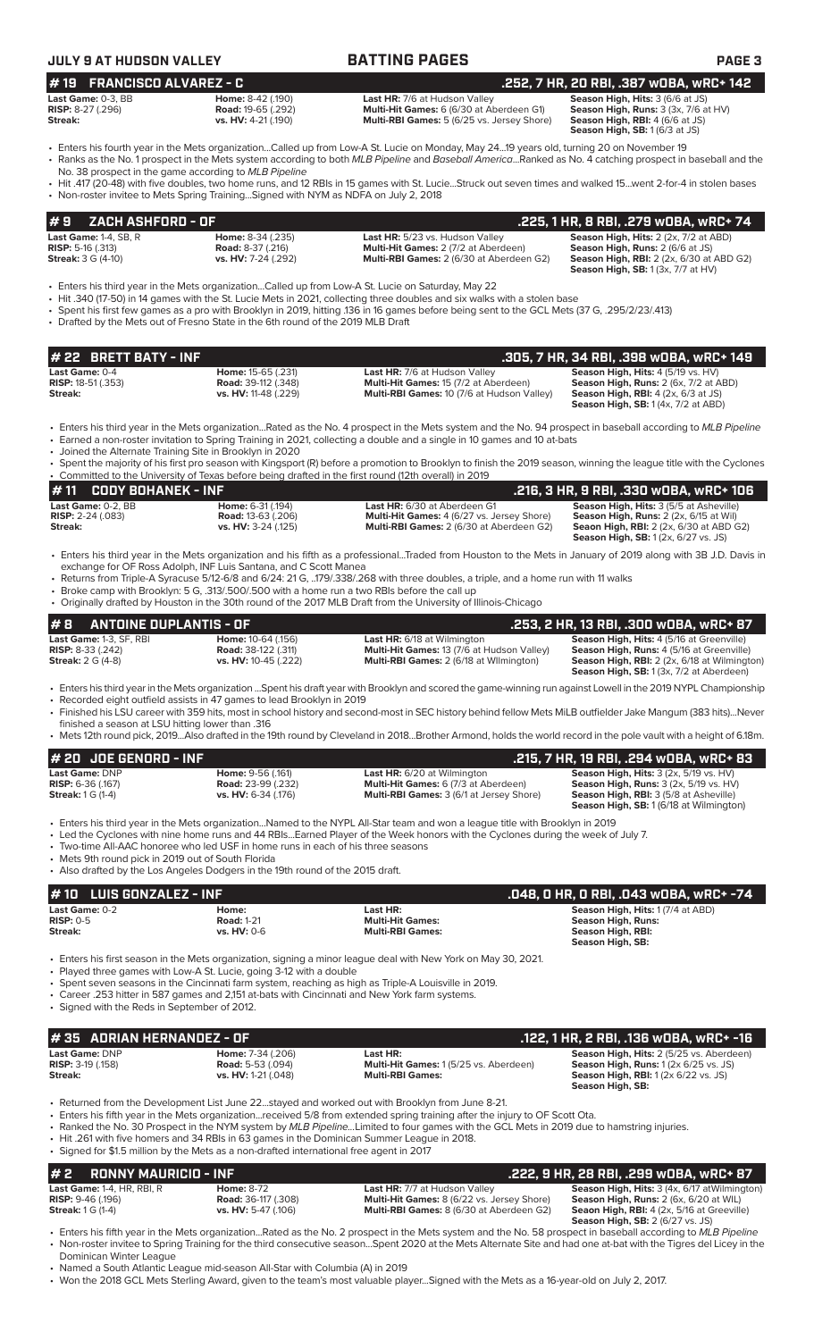# BATTING PAGES

## # 19 FRANCISCO ALVAREZ - C
**.252, 7 HR, 20 RBI, .387 wOBA, wRC+ 142**

| | | | |
|---|---|---|---|
| **Last Game:** 0-3, BB | **Home:** 8-42 (.190) | **Last HR:** 7/6 at Hudson Valley | **Season High, Hits:** 3 (6/6 at JS) |
| **RISP:** 8-27 (.296) | **Road:** 19-65 (.292) | **Multi-Hit Games:** 6 (6/30 at Aberdeen G1) | **Season High, Runs:** 3 (3x, 7/6 at HV) |
| **Streak:** | **vs. HV:** 4-21 (.190) | **Multi-RBI Games:** 5 (6/25 vs. Jersey Shore) | **Season High, RBI:** 4 (6/6 at JS) |
| | | | **Season High, SB:** 1 (6/3 at JS) |

- Enters his fourth year in the Mets organization...Called up from Low-A St. Lucie on Monday, May 24...19 years old, turning 20 on November 19
- Ranks as the No. 1 prospect in the Mets system according to both *MLB Pipeline* and *Baseball America*...Ranked as No. 4 catching prospect in baseball and the No. 38 prospect in the game according to *MLB Pipeline*
- Hit .417 (20-48) with five doubles, two home runs, and 12 RBIs in 15 games with St. Lucie...Struck out seven times and walked 15...went 2-for-4 in stolen bases
- Non-roster invitee to Mets Spring Training...Signed with NYM as NDFA on July 2, 2018

## # 9 ZACH ASHFORD - OF
**.225, 1 HR, 8 RBI, .279 wOBA, wRC+ 74**

| | | | |
|---|---|---|---|
| **Last Game:** 1-4, SB, R | **Home:** 8-34 (.235) | **Last HR:** 5/23 vs. Hudson Valley | **Season High, Hits:** 2 (2x, 7/2 at ABD) |
| **RISP:** 5-16 (.313) | **Road:** 8-37 (.216) | **Multi-Hit Games:** 2 (7/2 at Aberdeen) | **Season High, Runs:** 2 (6/6 at JS) |
| **Streak:** 3 G (4-10) | **vs. HV:** 7-24 (.292) | **Multi-RBI Games:** 2 (6/30 at Aberdeen G2) | **Season High, RBI:** 2 (2x, 6/30 at ABD G2) |
| | | | **Season High, SB:** 1 (3x, 7/7 at HV) |

- Enters his third year in the Mets organization...Called up from Low-A St. Lucie on Saturday, May 22
- Hit .340 (17-50) in 14 games with the St. Lucie Mets in 2021, collecting three doubles and six walks with a stolen base
- Spent his first few games as a pro with Brooklyn in 2019, hitting .136 in 16 games before being sent to the GCL Mets (37 G, .295/2/23/.413)
- Drafted by the Mets out of Fresno State in the 6th round of the 2019 MLB Draft

## # 22 BRETT BATY - INF
**.305, 7 HR, 34 RBI, .398 wOBA, wRC+ 149**

| | | | |
|---|---|---|---|
| **Last Game:** 0-4 | **Home:** 15-65 (.231) | **Last HR:** 7/6 at Hudson Valley | **Season High, Hits:** 4 (5/19 vs. HV) |
| **RISP:** 18-51 (.353) | **Road:** 39-112 (.348) | **Multi-Hit Games:** 15 (7/2 at Aberdeen) | **Season High, Runs:** 2 (6x, 7/2 at ABD) |
| **Streak:** | **vs. HV:** 11-48 (.229) | **Multi-RBI Games:** 10 (7/6 at Hudson Valley) | **Season High, RBI:** 4 (2x, 6/3 at JS) |
| | | | **Season High, SB:** 1 (4x, 7/2 at ABD) |

- Enters his third year in the Mets organization...Rated as the No. 4 prospect in the Mets system and the No. 94 prospect in baseball according to *MLB Pipeline*
- Earned a non-roster invitation to Spring Training in 2021, collecting a double and a single in 10 games and 10 at-bats
- Joined the Alternate Training Site in Brooklyn in 2020
- Spent the majority of his first pro season with Kingsport (R) before a promotion to Brooklyn to finish the 2019 season, winning the league title with the Cyclones
- Committed to the University of Texas before being drafted in the first round (12th overall) in 2019

## # 11 CODY BOHANEK - INF
**.216, 3 HR, 9 RBI, .330 wOBA, wRC+ 106**

| | | | |
|---|---|---|---|
| **Last Game:** 0-2, BB | **Home:** 6-31 (.194) | **Last HR:** 6/30 at Aberdeen G1 | **Season High, Hits:** 3 (5/5 at Asheville) |
| **RISP:** 2-24 (.083) | **Road:** 13-63 (.206) | **Multi-Hit Games:** 4 (6/27 vs. Jersey Shore) | **Season High, Runs:** 2 (2x, 6/15 at Wil) |
| **Streak:** | **vs. HV:** 3-24 (.125) | **Multi-RBI Games:** 2 (6/30 at Aberdeen G2) | **Seaon High, RBI:** 2 (2x, 6/30 at ABD G2) |
| | | | **Season High, SB:** 1 (2x, 6/27 vs. JS) |

- Enters his third year in the Mets organization and his fifth as a professional...Traded from Houston to the Mets in January of 2019 along with 3B J.D. Davis in exchange for OF Ross Adolph, INF Luis Santana, and C Scott Manea
- Returns from Triple-A Syracuse 5/12-6/8 and 6/24: 21 G, ..179/.338/.268 with three doubles, a triple, and a home run with 11 walks
- Broke camp with Brooklyn: 5 G, .313/.500/.500 with a home run a two RBIs before the call up
- Originally drafted by Houston in the 30th round of the 2017 MLB Draft from the University of Illinois-Chicago

## # 8 ANTOINE DUPLANTIS - OF
**.253, 2 HR, 13 RBI, .300 wOBA, wRC+ 87**

| | | | |
|---|---|---|---|
| **Last Game:** 1-3, SF, RBI | **Home:** 10-64 (.156) | **Last HR:** 6/18 at Wilmington | **Season High, Hits:** 4 (5/16 at Greenville) |
| **RISP:** 8-33 (.242) | **Road:** 38-122 (.311) | **Multi-Hit Games:** 13 (7/6 at Hudson Valley) | **Season High, Runs:** 4 (5/16 at Greenville) |
| **Streak:** 2 G (4-8) | **vs. HV:** 10-45 (.222) | **Multi-RBI Games:** 2 (6/18 at Wilmington) | **Season High, RBI:** 2 (2x, 6/18 at Wilmington) |
| | | | **Season High, SB:** 1 (3x, 7/2 at Aberdeen) |

- Enters his third year in the Mets organization ...Spent his draft year with Brooklyn and scored the game-winning run against Lowell in the 2019 NYPL Championship
- Recorded eight outfield assists in 47 games to lead Brooklyn in 2019
- Finished his LSU career with 359 hits, most in school history and second-most in SEC history behind fellow Mets MiLB outfielder Jake Mangum (383 hits)...Never finished a season at LSU hitting lower than .316
- Mets 12th round pick, 2019...Also drafted in the 19th round by Cleveland in 2018...Brother Armond, holds the world record in the pole vault with a height of 6.18m.

## # 20 JOE GENORD - INF
**.215, 7 HR, 19 RBI, .294 wOBA, wRC+ 83**

| | | | |
|---|---|---|---|
| **Last Game:** DNP | **Home:** 9-56 (.161) | **Last HR:** 6/20 at Wilmington | **Season High, Hits:** 3 (2x, 5/19 vs. HV) |
| **RISP:** 6-36 (.167) | **Road:** 23-99 (.232) | **Multi-Hit Games:** 6 (7/3 at Aberdeen) | **Season High, Runs:** 3 (2x, 5/19 vs. HV) |
| **Streak:** 1 G (1-4) | **vs. HV:** 6-34 (.176) | **Multi-RBI Games:** 3 (6/1 at Jersey Shore) | **Season High, RBI:** 3 (5/8 at Asheville) |
| | | | **Season High, SB:** 1 (6/18 at Wilmington) |

- Enters his third year in the Mets organization...Named to the NYPL All-Star team and won a league title with Brooklyn in 2019
- Led the Cyclones with nine home runs and 44 RBIs...Earned Player of the Week honors with the Cyclones during the week of July 7.
- Two-time All-AAC honoree who led USF in home runs in each of his three seasons
- Mets 9th round pick in 2019 out of South Florida
- Also drafted by the Los Angeles Dodgers in the 19th round of the 2015 draft.

## # 10 LUIS GONZALEZ - INF
**.048, 0 HR, 0 RBI, .043 wOBA, wRC+ -74**

| | | | |
|---|---|---|---|
| **Last Game:** 0-2 | **Home:** | **Last HR:** | **Season High, Hits:** 1 (7/4 at ABD) |
| **RISP:** 0-5 | **Road:** 1-21 | **Multi-Hit Games:** | **Season High, Runs:** |
| **Streak:** | **vs. HV:** 0-6 | **Multi-RBI Games:** | **Season High, RBI:** |
| | | | **Season High, SB:** |

- Enters his first season in the Mets organization, signing a minor league deal with New York on May 30, 2021.
- Played three games with Low-A St. Lucie, going 3-12 with a double
- Spent seven seasons in the Cincinnati farm system, reaching as high as Triple-A Louisville in 2019.
- Career .253 hitter in 587 games and 2,151 at-bats with Cincinnati and New York farm systems.
- Signed with the Reds in September of 2012.

## # 35 ADRIAN HERNANDEZ - OF
**.122, 1 HR, 2 RBI, .136 wOBA, wRC+ -16**

| | | | |
|---|---|---|---|
| **Last Game:** DNP | **Home:** 7-34 (.206) | **Last HR:** | **Season High, Hits:** 2 (5/25 vs. Aberdeen) |
| **RISP:** 3-19 (.158) | **Road:** 5-53 (.094) | **Multi-Hit Games:** 1 (5/25 vs. Aberdeen) | **Season High, Runs:** 1 (2x 6/25 vs. JS) |
| **Streak:** | **vs. HV:** 1-21 (.048) | **Multi-RBI Games:** | **Season High, RBI:** 1 (2x, 6/22 vs. JS) |
| | | | **Season High, SB:** |

- Returned from the Development List June 22...stayed and worked out with Brooklyn from June 8-21.
- Enters his fifth year in the Mets organization...received 5/8 from extended spring training after the injury to OF Scott Ota.
- Ranked the No. 30 Prospect in the NYM system by *MLB Pipeline*...Limited to four games with the GCL Mets in 2019 due to hamstring injuries.
- Hit .261 with five homers and 34 RBIs in 63 games in the Dominican Summer League in 2018.
- Signed for $1.5 million by the Mets as a non-drafted international free agent in 2017

## # 2 RONNY MAURICIO - INF
**.222, 9 HR, 28 RBI, .299 wOBA, wRC+ 87**

| | | | |
|---|---|---|---|
| **Last Game:** 1-4, HR, RBI, R | **Home:** 8-72 | **Last HR:** 7/7 at Hudson Valley | **Season High, Hits:** 3 (4x, 6/17 atWilmington) |
| **RISP:** 9-46 (.196) | **Road:** 36-117 (.308) | **Multi-Hit Games:** 8 (6/22 vs. Jersey Shore) | **Season High, Runs:** 2 (6x, 6/20 at WIL) |
| **Streak:** 1 G (1-4) | **vs. HV:** 5-47 (.106) | **Multi-RBI Games:** 8 (6/30 at Aberdeen G2) | **Seaon High, RBI:** 4 (2x, 5/16 at Greeville) |
| | | | **Season High, SB:** 2 (6/27 vs. JS) |

- Enters his fifth year in the Mets organization...Rated as the No. 2 prospect in the Mets system and the No. 58 prospect in baseball according to *MLB Pipeline*
- Non-roster invitee to Spring Training for the third consecutive season...Spent 2020 at the Mets Alternate Site and had one at-bat with the Tigres del Licey in the Dominican Winter League
- Named a South Atlantic League mid-season All-Star with Columbia (A) in 2019
- Won the 2018 GCL Mets Sterling Award, given to the team's most valuable player...Signed with the Mets as a 16-year-old on July 2, 2017.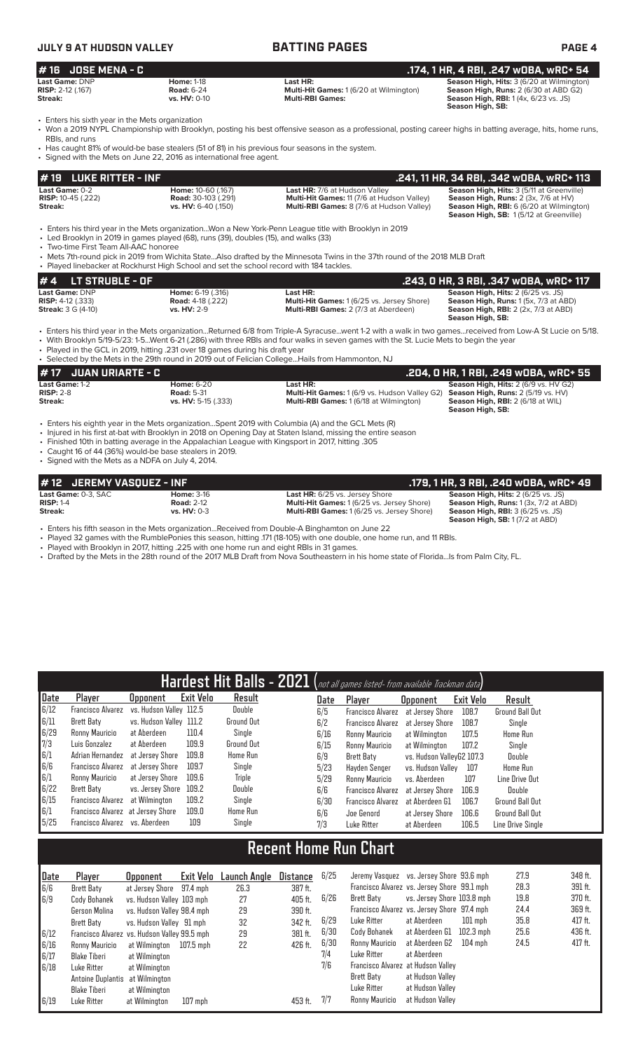## # 16 JOSE MENA - C

**.174, 1 HR, 4 RBI, .247 wOBA, wRC+ 54**

| | | | |
|---|---|---|---|
| **Last Game:** DNP | **Home:** 1-18 | **Last HR:** | **Season High, Hits:** 3 (6/20 at Wilmington) |
| **RISP:** 2-12 (.167) | **Road:** 6-24 | **Multi-Hit Games:** 1 (6/20 at Wilmington) | **Season High, Runs:** 2 (6/30 at ABD G2) |
| **Streak:** | **vs. HV:** 0-10 | **Multi-RBI Games:** | **Season High, RBI:** 1 (4x, 6/23 vs. JS) |
| | | | **Season High, SB:** |

- Enters his sixth year in the Mets organization
- Won a 2019 NYPL Championship with Brooklyn, posting his best offensive season as a professional, posting career highs in batting average, hits, home runs, RBIs, and runs
- Has caught 81% of would-be base stealers (51 of 81) in his previous four seasons in the system.
- Signed with the Mets on June 22, 2016 as international free agent.

## # 19 LUKE RITTER - INF

**.241, 11 HR, 34 RBI, .342 wOBA, wRC+ 113**

| | | | |
|---|---|---|---|
| **Last Game:** 0-2 | **Home:** 10-60 (.167) | **Last HR:** 7/6 at Hudson Valley | **Season High, Hits:** 3 (5/11 at Greenville) |
| **RISP:** 10-45 (.222) | **Road:** 30-103 (.291) | **Multi-Hit Games:** 11 (7/6 at Hudson Valley) | **Season High, Runs:** 2 (3x, 7/6 at HV) |
| **Streak:** | **vs. HV:** 6-40 (.150) | **Multi-RBI Games:** 8 (7/6 at Hudson Valley) | **Season High, RBI:** 6 (6/20 at Wilmington) |
| | | | **Season High, SB:** 1 (5/12 at Greenville) |

- Enters his third year in the Mets organization...Won a New York-Penn League title with Brooklyn in 2019
- Led Brooklyn in 2019 in games played (68), runs (39), doubles (15), and walks (33)
- Two-time First Team All-AAC honoree
- Mets 7th-round pick in 2019 from Wichita State...Also drafted by the Minnesota Twins in the 37th round of the 2018 MLB Draft
- Played linebacker at Rockhurst High School and set the school record with 184 tackles.

## # 4 LT STRUBLE - OF

**.243, 0 HR, 3 RBI, .347 wOBA, wRC+ 117**

| | | | |
|---|---|---|---|
| **Last Game:** DNP | **Home:** 6-19 (.316) | **Last HR:** | **Season High, Hits:** 2 (6/25 vs. JS) |
| **RISP:** 4-12 (.333) | **Road:** 4-18 (.222) | **Multi-Hit Games:** 1 (6/25 vs. Jersey Shore) | **Season High, Runs:** 1 (5x, 7/3 at ABD) |
| **Streak:** 3 G (4-10) | **vs. HV:** 2-9 | **Multi-RBI Games:** 2 (7/3 at Aberdeen) | **Season High, RBI:** 2 (2x, 7/3 at ABD) |
| | | | **Season High, SB:** |

- Enters his third year in the Mets organization...Returned 6/8 from Triple-A Syracuse...went 1-2 with a walk in two games...received from Low-A St Lucie on 5/18.
- With Brooklyn 5/19-5/23: 1-5...Went 6-21 (.286) with three RBIs and four walks in seven games with the St. Lucie Mets to begin the year
- Played in the GCL in 2019, hitting .231 over 18 games during his draft year
- Selected by the Mets in the 29th round in 2019 out of Felician College...Hails from Hammonton, NJ

## # 17 JUAN URIARTE - C

**.204, 0 HR, 1 RBI, .249 wOBA, wRC+ 55**

| | | | |
|---|---|---|---|
| **Last Game:** 1-2 | **Home:** 6-20 | **Last HR:** | **Season High, Hits:** 2 (6/9 vs. HV G2) |
| **RISP:** 2-8 | **Road:** 5-31 | **Multi-Hit Games:** 1 (6/9 vs. Hudson Valley G2) | **Season High, Runs:** 2 (5/19 vs. HV) |
| **Streak:** | **vs. HV:** 5-15 (.333) | **Multi-RBI Games:** 1 (6/18 at Wilmington) | **Season High, RBI:** 2 (6/18 at WIL) |
| | | | **Season High, SB:** |

- Enters his eighth year in the Mets organization...Spent 2019 with Columbia (A) and the GCL Mets (R)
- Injured in his first at-bat with Brooklyn in 2018 on Opening Day at Staten Island, missing the entire season
- Finished 10th in batting average in the Appalachian League with Kingsport in 2017, hitting .305
- Caught 16 of 44 (36%) would-be base stealers in 2019.
- Signed with the Mets as a NDFA on July 4, 2014.

## # 12 JEREMY VASQUEZ - INF

**.179, 1 HR, 3 RBI, .240 wOBA, wRC+ 49**

| | | | |
|---|---|---|---|
| **Last Game:** 0-3, SAC | **Home:** 3-16 | **Last HR:** 6/25 vs. Jersey Shore | **Season High, Hits:** 2 (6/25 vs. JS) |
| **RISP:** 1-4 | **Road:** 2-12 | **Multi-Hit Games:** 1 (6/25 vs. Jersey Shore) | **Season High, Runs:** 1 (3x, 7/2 at ABD) |
| **Streak:** | **vs. HV:** 0-3 | **Multi-RBI Games:** 1 (6/25 vs. Jersey Shore) | **Season High, RBI:** 3 (6/25 vs. JS) |
| | | | **Season High, SB:** 1 (7/2 at ABD) |

- Enters his fifth season in the Mets organization...Received from Double-A Binghamton on June 22
- Played 32 games with the RumblePonies this season, hitting .171 (18-105) with one double, one home run, and 11 RBIs.
- Played with Brooklyn in 2017, hitting .225 with one home run and eight RBIs in 31 games.
- Drafted by the Mets in the 28th round of the 2017 MLB Draft from Nova Southeastern in his home state of Florida...Is from Palm City, FL.

## Hardest Hit Balls - 2021 (not all games listed- from available Trackman data)

| Date | Player | Opponent | Exit Velo | Result |
|---|---|---|---|---|
| 6/12 | Francisco Alvarez | vs. Hudson Valley | 112.5 | Double |
| 6/11 | Brett Baty | vs. Hudson Valley | 111.2 | Ground Out |
| 6/29 | Ronny Mauricio | at Aberdeen | 110.4 | Single |
| 7/3 | Luis Gonzalez | at Aberdeen | 109.9 | Ground Out |
| 6/1 | Adrian Hernandez | at Jersey Shore | 109.8 | Home Run |
| 6/6 | Francisco Alvarez | at Jersey Shore | 109.7 | Single |
| 6/1 | Ronny Mauricio | at Jersey Shore | 109.6 | Triple |
| 6/22 | Brett Baty | vs. Jersey Shore | 109.2 | Double |
| 6/15 | Francisco Alvarez | at Wilmington | 109.2 | Single |
| 6/1 | Francisco Alvarez | at Jersey Shore | 109.0 | Home Run |
| 5/25 | Francisco Alvarez | vs. Aberdeen | 109 | Single |
| 6/5 | Francisco Alvarez | at Jersey Shore | 108.7 | Ground Ball Out |
| 6/2 | Francisco Alvarez | at Jersey Shore | 108.7 | Single |
| 6/16 | Ronny Mauricio | at Wilmington | 107.5 | Home Run |
| 6/15 | Ronny Mauricio | at Wilmington | 107.2 | Single |
| 6/9 | Brett Baty | vs. Hudson Valley G2 | 107.3 | Double |
| 5/23 | Hayden Senger | vs. Hudson Valley | 107 | Home Run |
| 5/29 | Ronny Mauricio | vs. Aberdeen | 107 | Line Drive Out |
| 6/6 | Francisco Alvarez | at Jersey Shore | 106.9 | Double |
| 6/30 | Francisco Alvarez | at Aberdeen G1 | 106.7 | Ground Ball Out |
| 6/6 | Joe Genord | at Jersey Shore | 106.6 | Ground Ball Out |
| 7/3 | Luke Ritter | at Aberdeen | 106.5 | Line Drive Single |

## Recent Home Run Chart

| Date | Player | Opponent | Exit Velo | Launch Angle | Distance |
|---|---|---|---|---|---|
| 6/6 | Brett Baty | at Jersey Shore | 97.4 mph | 26.3 | 387 ft. |
| 6/9 | Cody Bohanek | vs. Hudson Valley | 103 mph | 27 | 405 ft. |
| | Gerson Molina | vs. Hudson Valley | 98.4 mph | 29 | 390 ft. |
| | Brett Baty | vs. Hudson Valley | 91 mph | 32 | 342 ft. |
| 6/12 | Francisco Alvarez | vs. Hudson Valley | 99.5 mph | 29 | 381 ft. |
| 6/16 | Ronny Mauricio | at Wilmington | 107.5 mph | 22 | 426 ft. |
| 6/17 | Blake Tiberi | at Wilmington | | | |
| 6/18 | Luke Ritter | at Wilmington | | | |
| | Antoine Duplantis | at Wilmington | | | |
| | Blake Tiberi | at Wilmington | | | |
| 6/19 | Luke Ritter | at Wilmington | 107 mph | | 453 ft. |
| 6/25 | Jeremy Vasquez | vs. Jersey Shore | 93.6 mph | 27.9 | 348 ft. |
| | Francisco Alvarez | vs. Jersey Shore | 99.1 mph | 28.3 | 391 ft. |
| 6/26 | Brett Baty | vs. Jersey Shore | 103.8 mph | 19.8 | 370 ft. |
| | Francisco Alvarez | vs. Jersey Shore | 97.4 mph | 24.4 | 369 ft. |
| 6/29 | Luke Ritter | at Aberdeen | 101 mph | 35.8 | 417 ft. |
| 6/30 | Cody Bohanek | at Aberdeen G1 | 102.3 mph | 25.6 | 436 ft. |
| 6/30 | Ronny Mauricio | at Aberdeen G2 | 104 mph | 24.5 | 417 ft. |
| 7/4 | Luke Ritter | at Aberdeen | | | |
| 7/6 | Francisco Alvarez | at Hudson Valley | | | |
| | Brett Baty | at Hudson Valley | | | |
| | Luke Ritter | at Hudson Valley | | | |
| 7/7 | Ronny Mauricio | at Hudson Valley | | | |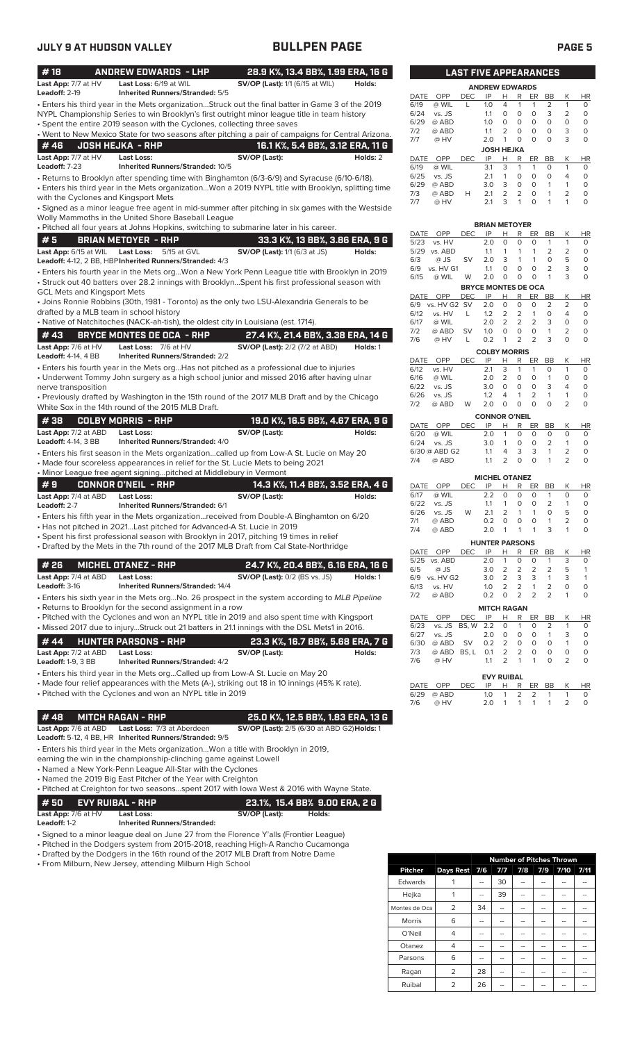# BULLPEN PAGE

## #18 ANDREW EDWARDS - LHP — 28.9 K%, 13.4 BB%, 1.99 ERA, 16 G

**Last App:** 7/7 at HV **Last Loss:** 6/19 at WIL **SV/OP (Last):** 1/1 (6/15 at WIL) **Holds:**
**Leadoff:** 2-19 **Inherited Runners/Stranded:** 5/5

- Enters his third year in the Mets organization...Struck out the final batter in Game 3 of the 2019 NYPL Championship Series to win Brooklyn's first outright minor league title in team history
- Spent the entire 2019 season with the Cyclones, collecting three saves
- Went to New Mexico State for two seasons after pitching a pair of campaigns for Central Arizona.

## #46 JOSH HEJKA - RHP — 16.1 K%, 5.4 BB%, 3.12 ERA, 11 G

**Last App:** 7/7 at HV **Last Loss:** **SV/OP (Last):** **Holds:** 2
**Leadoff:** 7-23 **Inherited Runners/Stranded:** 10/5

- Returns to Brooklyn after spending time with Binghamton (6/3-6/9) and Syracuse (6/10-6/18).
- Enters his third year in the Mets organization...Won a 2019 NYPL title with Brooklyn, splitting time with the Cyclones and Kingsport Mets
- Signed as a minor league free agent in mid-summer after pitching in six games with the Westside Wolly Mammoths in the United Shore Baseball League
- Pitched all four years at Johns Hopkins, switching to submarine later in his career.

## #5 BRIAN METOYER - RHP — 33.3 K%, 13 BB%, 3.86 ERA, 9 G

**Last App:** 6/15 at WIL **Last Loss:** 5/15 at GVL **SV/OP (Last):** 1/1 (6/3 at JS) **Holds:**
**Leadoff:** 4-12, 2 BB, HBP **Inherited Runners/Stranded:** 4/3

- Enters his fourth year in the Mets org...Won a New York Penn League title with Brooklyn in 2019
- Struck out 40 batters over 28.2 innings with Brooklyn...Spent his first professional season with GCL Mets and Kingsport Mets
- Joins Ronnie Robbins (30th, 1981 - Toronto) as the only two LSU-Alexandria Generals to be drafted by a MLB team in school history
- Native of Natchitoches (NACK-ah-tish), the oldest city in Louisiana (est. 1714).

## #43 BRYCE MONTES DE OCA - RHP — 27.4 K%, 21.4 BB%, 3.38 ERA, 14 G

**Last App:** 7/6 at HV **Last Loss:** 7/6 at HV **SV/OP (Last):** 2/2 (7/2 at ABD) **Holds:** 1
**Leadoff:** 4-14, 4 BB **Inherited Runners/Stranded:** 2/2

- Enters his fourth year in the Mets org...Has not pitched as a professional due to injuries
- Underwent Tommy John surgery as a high school junior and missed 2016 after having ulnar nerve transposition
- Previously drafted by Washington in the 15th round of the 2017 MLB Draft and by the Chicago White Sox in the 14th round of the 2015 MLB Draft.

## #38 COLBY MORRIS - RHP — 19.0 K%, 16.5 BB%, 4.67 ERA, 9 G

**Last App:** 7/2 at ABD **Last Loss:** **SV/OP (Last):** **Holds:**
**Leadoff:** 4-14, 3 BB **Inherited Runners/Stranded:** 4/0

- Enters his first season in the Mets organization...called up from Low-A St. Lucie on May 20
- Made four scoreless appearances in relief for the St. Lucie Mets to being 2021
- Minor League free agent signing...pitched at Middlebury in Vermont

## #9 CONNOR O'NEIL - RHP — 14.3 K%, 11.4 BB%, 3.52 ERA, 4 G

**Last App:** 7/4 at ABD **Last Loss:** **SV/OP (Last):** **Holds:**
**Leadoff:** 2-7 **Inherited Runners/Stranded:** 6/1

- Enters his fifth year in the Mets organization...received from Double-A Binghamton on 6/20
- Has not pitched in 2021...Last pitched for Advanced-A St. Lucie in 2019
- Spent his first professional season with Brooklyn in 2017, pitching 19 times in relief
- Drafted by the Mets in the 7th round of the 2017 MLB Draft from Cal State-Northridge

## #26 MICHEL OTANEZ - RHP — 24.7 K%, 20.4 BB%, 6.16 ERA, 16 G

**Last App:** 7/4 at ABD **Last Loss:** **SV/OP (Last):** 0/2 (BS vs. JS) **Holds:** 1
**Leadoff:** 3-16 **Inherited Runners/Stranded:** 14/4

- Enters his sixth year in the Mets org...No. 26 prospect in the system according to *MLB Pipeline*
- Returns to Brooklyn for the second assignment in a row
- Pitched with the Cyclones and won an NYPL title in 2019 and also spent time with Kingsport
- Missed 2017 due to injury...Struck out 21 batters in 21.1 innings with the DSL Mets1 in 2016.

## #44 HUNTER PARSONS - RHP — 23.3 K%, 16.7 BB%, 5.68 ERA, 7 G

**Last App:** 7/2 at ABD **Last Loss:** **SV/OP (Last):** **Holds:**
**Leadoff:** 1-9, 3 BB **Inherited Runners/Stranded:** 4/2

- Enters his third year in the Mets org...Called up from Low-A St. Lucie on May 20
- Made four relief appearances with the Mets (A-), striking out 18 in 10 innings (45% K rate).
- Pitched with the Cyclones and won an NYPL title in 2019

## #48 MITCH RAGAN - RHP — 25.0 K%, 12.5 BB%, 1.83 ERA, 13 G

**Last App:** 7/6 at ABD **Last Loss:** 7/3 at Aberdeen **SV/OP (Last):** 2/5 (6/30 at ABD G2) **Holds:** 1
**Leadoff:** 5-12, 4 BB, HR **Inherited Runners/Stranded:** 9/5

- Enters his third year in the Mets organization...Won a title with Brooklyn in 2019, earning the win in the championship-clinching game against Lowell
- Named a New York-Penn League All-Star with the Cyclones
- Named the 2019 Big East Pitcher of the Year with Creighton
- Pitched at Creighton for two seasons...spent 2017 with Iowa West & 2016 with Wayne State.

## #50 EVY RUIBAL - RHP — 23.1%, 15.4 BB% 9.00 ERA, 2 G

**Last App:** 7/6 at HV **Last Loss:** **SV/OP (Last):** **Holds:**
**Leadoff:** 1-2 **Inherited Runners/Stranded:**

- Signed to a minor league deal on June 27 from the Florence Y'alls (Frontier League)
- Pitched in the Dodgers system from 2015-2018, reaching High-A Rancho Cucamonga
- Drafted by the Dodgers in the 16th round of the 2017 MLB Draft from Notre Dame
- From Milburn, New Jersey, attending Milburn High School

## LAST FIVE APPEARANCES

### ANDREW EDWARDS

| DATE | OPP | DEC | IP | H | R | ER | BB | K | HR |
|---|---|---|---|---|---|---|---|---|---|
| 6/19 | @ WIL | L | 1.0 | 4 | 1 | 1 | 2 | 1 | 0 |
| 6/24 | vs. JS | | 1.1 | 0 | 0 | 0 | 3 | 2 | 0 |
| 6/29 | @ ABD | | 1.0 | 0 | 0 | 0 | 0 | 0 | 0 |
| 7/2 | @ ABD | | 1.1 | 2 | 0 | 0 | 0 | 3 | 0 |
| 7/7 | @ HV | | 2.0 | 1 | 0 | 0 | 0 | 3 | 0 |

### JOSH HEJKA

| DATE | OPP | DEC | IP | H | R | ER | BB | K | HR |
|---|---|---|---|---|---|---|---|---|---|
| 6/19 | @ WIL | | 3.1 | 3 | 1 | 1 | 0 | 1 | 0 |
| 6/25 | vs. JS | | 2.1 | 1 | 0 | 0 | 0 | 4 | 0 |
| 6/29 | @ ABD | | 3.0 | 3 | 0 | 0 | 1 | 1 | 0 |
| 7/3 | @ ABD | H | 2.1 | 2 | 2 | 0 | 1 | 2 | 0 |
| 7/7 | @ HV | | 2.1 | 3 | 1 | 0 | 1 | 1 | 0 |

### BRIAN METOYER

| DATE | OPP | DEC | IP | H | R | ER | BB | K | HR |
|---|---|---|---|---|---|---|---|---|---|
| 5/23 | vs. HV | | 2.0 | 0 | 0 | 0 | 1 | 1 | 0 |
| 5/29 | vs. ABD | | 1.1 | 1 | 1 | 1 | 2 | 2 | 0 |
| 6/3 | @ JS | SV | 2.0 | 3 | 1 | 1 | 0 | 5 | 0 |
| 6/9 | vs. HV G1 | | 1.1 | 0 | 0 | 0 | 2 | 3 | 0 |
| 6/15 | @ WIL | W | 2.0 | 0 | 0 | 0 | 1 | 3 | 0 |

### BRYCE MONTES DE OCA

| DATE | OPP | DEC | IP | H | R | ER | BB | K | HR |
|---|---|---|---|---|---|---|---|---|---|
| 6/9 | vs. HV G2 | SV | 2.0 | 0 | 0 | 0 | 2 | 2 | 0 |
| 6/12 | vs. HV | L | 1.2 | 2 | 2 | 1 | 0 | 4 | 0 |
| 6/17 | @ WIL | | 2.0 | 2 | 2 | 2 | 3 | 0 | 0 |
| 7/2 | @ ABD | SV | 1.0 | 0 | 0 | 0 | 1 | 2 | 0 |
| 7/6 | @ HV | L | 0.2 | 1 | 2 | 2 | 3 | 0 | 0 |

### COLBY MORRIS

| DATE | OPP | DEC | IP | H | R | ER | BB | K | HR |
|---|---|---|---|---|---|---|---|---|---|
| 6/12 | vs. HV | | 2.1 | 3 | 1 | 1 | 0 | 1 | 0 |
| 6/16 | @ WIL | | 2.0 | 2 | 0 | 0 | 1 | 0 | 0 |
| 6/22 | vs. JS | | 3.0 | 0 | 0 | 0 | 3 | 4 | 0 |
| 6/26 | vs. JS | | 1.2 | 4 | 1 | 2 | 1 | 1 | 0 |
| 7/2 | @ ABD | W | 2.0 | 0 | 0 | 0 | 0 | 2 | 0 |

### CONNOR O'NEIL

| DATE | OPP | DEC | IP | H | R | ER | BB | K | HR |
|---|---|---|---|---|---|---|---|---|---|
| 6/20 | @ WIL | | 2.0 | 1 | 0 | 0 | 0 | 0 | 0 |
| 6/24 | vs. JS | | 3.0 | 1 | 0 | 0 | 2 | 1 | 0 |
| 6/30 | @ ABD G2 | | 1.1 | 4 | 3 | 3 | 1 | 2 | 0 |
| 7/4 | @ ABD | | 1.1 | 2 | 0 | 0 | 1 | 2 | 0 |

### MICHEL OTANEZ

| DATE | OPP | DEC | IP | H | R | ER | BB | K | HR |
|---|---|---|---|---|---|---|---|---|---|
| 6/17 | @ WIL | | 2.2 | 0 | 0 | 0 | 1 | 0 | 0 |
| 6/22 | vs. JS | | 1.1 | 1 | 0 | 0 | 2 | 1 | 0 |
| 6/26 | vs. JS | W | 2.1 | 2 | 1 | 1 | 0 | 5 | 0 |
| 7/1 | @ ABD | | 0.2 | 0 | 0 | 0 | 1 | 2 | 0 |
| 7/4 | @ ABD | | 2.0 | 1 | 1 | 1 | 3 | 1 | 0 |

### HUNTER PARSONS

| DATE | OPP | DEC | IP | H | R | ER | BB | K | HR |
|---|---|---|---|---|---|---|---|---|---|
| 5/25 | vs. ABD | | 2.0 | 1 | 0 | 0 | 1 | 3 | 0 |
| 6/5 | @ JS | | 3.0 | 2 | 2 | 2 | 2 | 5 | 1 |
| 6/9 | vs. HV G2 | | 3.0 | 2 | 3 | 3 | 1 | 3 | 1 |
| 6/13 | vs. HV | | 1.0 | 2 | 2 | 1 | 2 | 0 | 0 |
| 7/2 | @ ABD | | 0.2 | 0 | 2 | 2 | 2 | 1 | 0 |

### MITCH RAGAN

| DATE | OPP | DEC | IP | H | R | ER | BB | K | HR |
|---|---|---|---|---|---|---|---|---|---|
| 6/23 | vs. JS | BS, W | 2.2 | 0 | 1 | 0 | 2 | 1 | 0 |
| 6/27 | vs. JS | | 2.0 | 0 | 0 | 0 | 1 | 3 | 0 |
| 6/30 | @ ABD | SV | 0.2 | 2 | 0 | 0 | 0 | 1 | 0 |
| 7/3 | @ ABD | BS, L | 0.1 | 2 | 2 | 0 | 0 | 0 | 0 |
| 7/6 | @ HV | | 1.1 | 2 | 1 | 1 | 0 | 2 | 0 |

### EVY RUIBAL

| DATE | OPP | DEC | IP | H | R | ER | BB | K | HR |
|---|---|---|---|---|---|---|---|---|---|
| 6/29 | @ ABD | | 1.0 | 1 | 2 | 2 | 1 | 1 | 0 |
| 7/6 | @ HV | | 2.0 | 1 | 1 | 1 | 1 | 2 | 0 |

## Number of Pitches Thrown

| Pitcher | Days Rest | 7/6 | 7/7 | 7/8 | 7/9 | 7/10 | 7/11 |
|---|---|---|---|---|---|---|---|
| Edwards | 1 | -- | 30 | -- | -- | -- | -- |
| Hejka | 1 | -- | 39 | -- | -- | -- | -- |
| Montes de Oca | 2 | 34 | -- | -- | -- | -- | -- |
| Morris | 6 | -- | -- | -- | -- | -- | -- |
| O'Neil | 4 | -- | -- | -- | -- | -- | -- |
| Otanez | 4 | -- | -- | -- | -- | -- | -- |
| Parsons | 6 | -- | -- | -- | -- | -- | -- |
| Ragan | 2 | 28 | -- | -- | -- | -- | -- |
| Ruibal | 2 | 26 | -- | -- | -- | -- | -- |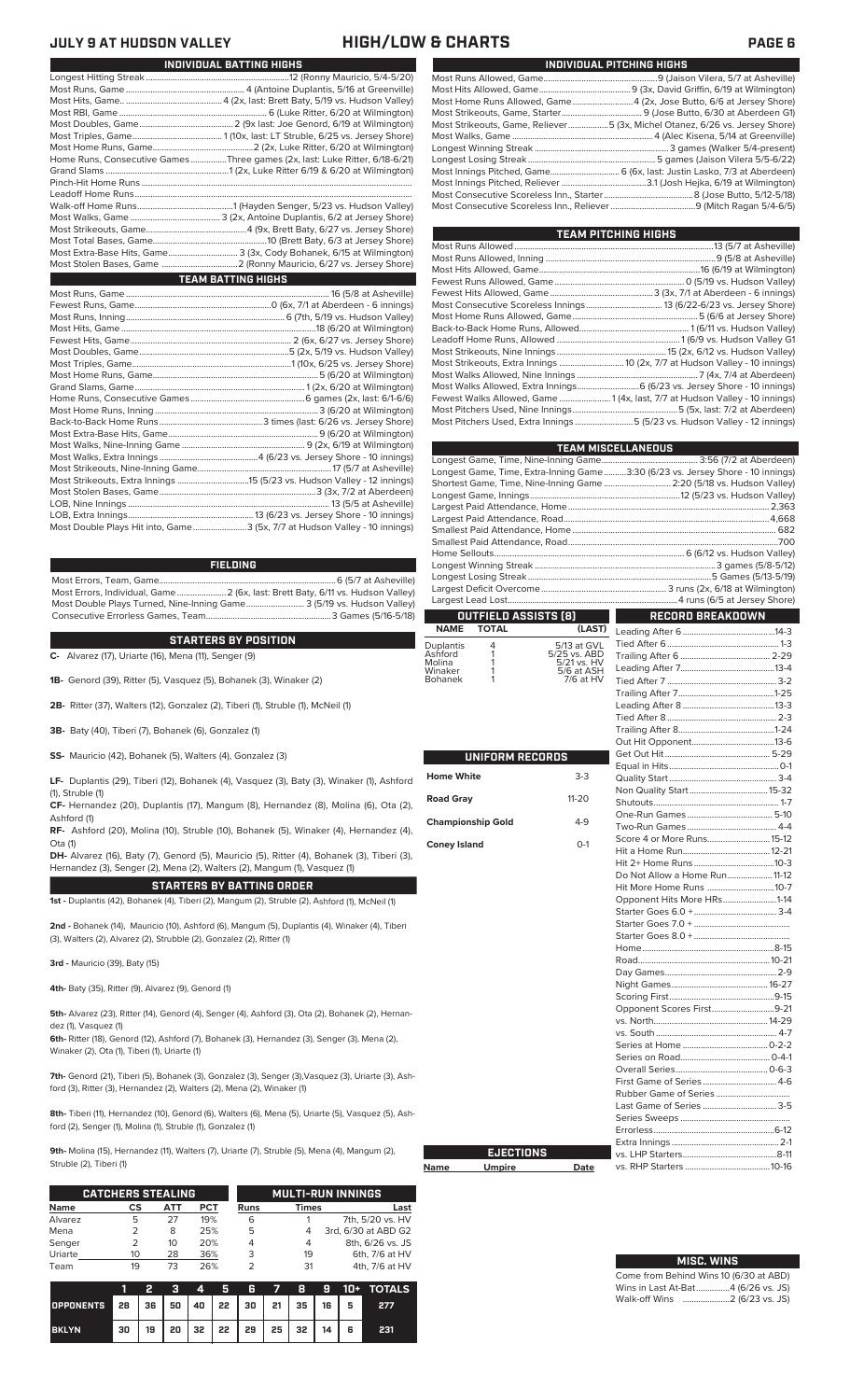# HIGH/LOW & CHARTS

JULY 9 AT HUDSON VALLEY

## INDIVIDUAL BATTING HIGHS

| | |
|---|---|
| Longest Hitting Streak | 12 (Ronny Mauricio, 5/4-5/20) |
| Most Runs, Game | 4 (Antoine Duplantis, 5/16 at Greenville) |
| Most Hits, Game. | 4 (2x, last: Brett Baty, 5/19 vs. Hudson Valley) |
| Most RBI, Game | 6 (Luke Ritter, 6/20 at Wilmington) |
| Most Doubles, Game | 2 (9x last: Joe Genord, 6/19 at Wilmington) |
| Most Triples, Game | 1 (10x, last: LT Struble, 6/25 vs. Jersey Shore) |
| Most Home Runs, Game | 2 (2x, Luke Ritter, 6/20 at Wilmington) |
| Home Runs, Consecutive Games | Three games (2x, last: Luke Ritter, 6/18-6/21) |
| Grand Slams | 1 (2x, Luke Ritter 6/19 & 6/20 at Wilmington) |
| Pinch-Hit Home Runs | |
| Leadoff Home Runs | |
| Walk-off Home Runs | 1 (Hayden Senger, 5/23 vs. Hudson Valley) |
| Most Walks, Game | 3 (2x, Antoine Duplantis, 6/2 at Jersey Shore) |
| Most Strikeouts, Game | 4 (9x, Brett Baty, 6/27 vs. Jersey Shore) |
| Most Total Bases, Game | 10 (Brett Baty, 6/3 at Jersey Shore) |
| Most Extra-Base Hits, Game | 3 (3x, Cody Bohanek, 6/15 at Wilmington) |
| Most Stolen Bases, Game | 2 (Ronny Mauricio, 6/27 vs. Jersey Shore) |

## TEAM BATTING HIGHS

| | |
|---|---|
| Most Runs, Game | 16 (5/8 at Asheville) |
| Fewest Runs, Game | 0 (6x, 7/1 at Aberdeen - 6 innings) |
| Most Runs, Inning | 6 (7th, 5/19 vs. Hudson Valley) |
| Most Hits, Game | 18 (6/20 at Wilmington) |
| Fewest Hits, Game | 2 (6x, 6/27 vs. Jersey Shore) |
| Most Doubles, Game | 5 (2x, 5/19 vs. Hudson Valley) |
| Most Triples, Game | 1 (10x, 6/25 vs. Jersey Shore) |
| Most Home Runs, Game | 5 (6/20 at Wilmington) |
| Grand Slams, Game | 1 (2x, 6/20 at Wilmington) |
| Home Runs, Consecutive Games | 6 games (2x, last: 6/1-6/6) |
| Most Home Runs, Inning | 3 (6/20 at Wilmington) |
| Back-to-Back Home Runs | 3 times (last: 6/26 vs. Jersey Shore) |
| Most Extra-Base Hits, Game | 9 (6/20 at Wilmington) |
| Most Walks, Nine-Inning Game | 9 (2x, 6/19 at Wilmington) |
| Most Walks, Extra Innings | 4 (6/23 vs. Jersey Shore - 10 innings) |
| Most Strikeouts, Nine-Inning Game | 17 (5/7 at Asheville) |
| Most Strikeouts, Extra Innings | 15 (5/23 vs. Hudson Valley - 12 innings) |
| Most Stolen Bases, Game | 3 (3x, 7/2 at Aberdeen) |
| LOB, Nine Innings | 13 (5/5 at Asheville) |
| LOB, Extra Innings | 13 (6/23 vs. Jersey Shore - 10 innings) |
| Most Double Plays Hit into, Game | 3 (5x, 7/7 at Hudson Valley - 10 innings) |

## FIELDING

| | |
|---|---|
| Most Errors, Team, Game | 6 (5/7 at Asheville) |
| Most Errors, Individual, Game | 2 (6x, last: Brett Baty, 6/11 vs. Hudson Valley) |
| Most Double Plays Turned, Nine-Inning Game | 3 (5/19 vs. Hudson Valley) |
| Consecutive Errorless Games, Team | 3 Games (5/16-5/18) |

## STARTERS BY POSITION

**C-** Alvarez (17), Uriarte (16), Mena (11), Senger (9)

**1B-** Genord (39), Ritter (5), Vasquez (5), Bohanek (3), Winaker (2)

**2B-** Ritter (37), Walters (12), Gonzalez (2), Tiberi (1), Struble (1), McNeil (1)

**3B-** Baty (40), Tiberi (7), Bohanek (6), Gonzalez (1)

**SS-** Mauricio (42), Bohanek (5), Walters (4), Gonzalez (3)

**LF-** Duplantis (29), Tiberi (12), Bohanek (4), Vasquez (3), Baty (3), Winaker (1), Ashford (1), Struble (1)

**CF-** Hernandez (20), Duplantis (17), Mangum (8), Hernandez (8), Molina (6), Ota (2), Ashford (1)

**RF-** Ashford (20), Molina (10), Struble (10), Bohanek (5), Winaker (4), Hernandez (4), Ota (1)

**DH-** Alvarez (16), Baty (7), Genord (5), Mauricio (5), Ritter (4), Bohanek (3), Tiberi (3), Hernandez (3), Senger (2), Mena (2), Walters (2), Mangum (1), Vasquez (1)

## STARTERS BY BATTING ORDER

**1st -** Duplantis (42), Bohanek (4), Tiberi (2), Mangum (2), Struble (2), Ashford (1), McNeil (1)

**2nd -** Bohanek (14), Mauricio (10), Ashford (6), Mangum (5), Duplantis (4), Winaker (4), Tiberi (3), Walters (2), Struble (2), Gonzalez (2), Ritter (1)

**3rd -** Mauricio (39), Baty (15)

**4th-** Baty (35), Ritter (9), Alvarez (9), Genord (1)

**5th-** Alvarez (23), Ritter (14), Genord (4), Senger (4), Ashford (3), Ota (2), Bohanek (2), Hernandez (1), Vasquez (1)

**6th-** Ritter (18), Genord (12), Ashford (7), Bohanek (3), Hernandez (3), Senger (3), Mena (2), Winaker (2), Ota (1), Tiberi (1), Uriarte (1)

**7th-** Genord (21), Tiberi (5), Bohanek (3), Gonzalez (3), Senger (3),Vasquez (3), Uriarte (3), Ashford (3), Ritter (3), Hernandez (2), Walters (2), Mena (2), Winaker (1)

**8th-** Tiberi (11), Hernandez (10), Genord (6), Walters (6), Mena (5), Uriarte (5), Vasquez (5), Ashford (2), Senger (1), Molina (1), Struble (1), Gonzalez (1)

**9th-** Molina (15), Hernandez (11), Walters (7), Uriarte (7), Struble (5), Mena (4), Mangum (2), Struble (2), Tiberi (1)

## CATCHERS STEALING

| Name | CS | ATT | PCT |
|---|---|---|---|
| Alvarez | 5 | 27 | 19% |
| Mena | 2 | 8 | 25% |
| Senger | 2 | 10 | 20% |
| Uriarte | 10 | 28 | 36% |
| Team | 19 | 73 | 26% |

## MULTI-RUN INNINGS

| Runs | Times | Last |
|---|---|---|
| 6 | 1 | 7th, 5/20 vs. HV |
| 5 | 4 | 3rd, 6/30 at ABD G2 |
| 4 | 4 | 8th, 6/26 vs. JS |
| 3 | 19 | 6th, 7/6 at HV |
| 2 | 31 | 4th, 7/6 at HV |

| | 1 | 2 | 3 | 4 | 5 | 6 | 7 | 8 | 9 | 10+ | TOTALS |
|---|---|---|---|---|---|---|---|---|---|---|---|
| OPPONENTS | 28 | 36 | 50 | 40 | 22 | 30 | 21 | 35 | 16 | 5 | 277 |
| BKLYN | 30 | 19 | 20 | 32 | 22 | 29 | 25 | 32 | 14 | 6 | 231 |

## INDIVIDUAL PITCHING HIGHS

| | |
|---|---|
| Most Runs Allowed, Game | 9 (Jaison Vilera, 5/7 at Asheville) |
| Most Hits Allowed, Game | 9 (3x, David Griffin, 6/19 at Wilmington) |
| Most Home Runs Allowed, Game | 4 (2x, Jose Butto, 6/6 at Jersey Shore) |
| Most Strikeouts, Game, Starter | 9 (Jose Butto, 6/30 at Aberdeen G1) |
| Most Strikeouts, Game, Reliever | 5 (3x, Michel Otanez, 6/26 vs. Jersey Shore) |
| Most Walks, Game | 4 (Alec Kisena, 5/14 at Greenville) |
| Longest Winning Streak | 3 games (Walker 5-4-present) |
| Longest Losing Streak | 5 games (Jaison Vilera 5/5-6/22) |
| Most Innings Pitched, Game | 6 (6x, last: Justin Lasko, 7/3 at Aberdeen) |
| Most Innings Pitched, Reliever | 3.1 (Josh Hejka, 6/19 at Wilmington) |
| Most Consecutive Scoreless Inn., Starter | 8 (Jose Butto, 5/12-5/18) |
| Most Consecutive Scoreless Inn., Reliever | 9 (Mitch Ragan 5/4-6/5) |

## TEAM PITCHING HIGHS

| | |
|---|---|
| Most Runs Allowed | 13 (5/7 at Asheville) |
| Most Runs Allowed, Inning | 9 (5/8 at Asheville) |
| Most Hits Allowed, Game | 16 (6/19 at Wilmington) |
| Fewest Runs Allowed, Game | 0 (5/19 vs. Hudson Valley) |
| Fewest Hits Allowed, Game | 3 (3x, 7/1 at Aberdeen - 6 innings) |
| Most Consecutive Scoreless Innings | 13 (6/22-6/23 vs. Jersey Shore) |
| Most Home Runs Allowed, Game | 5 (6/6 at Jersey Shore) |
| Back-to-Back Home Runs, Allowed | 1 (6/11 vs. Hudson Valley) |
| Leadoff Home Runs, Allowed | 1 (6/9 vs. Hudson Valley G1 |
| Most Strikeouts, Nine Innings | 15 (2x, 6/12 vs. Hudson Valley) |
| Most Strikeouts, Extra Innings | 10 (2x, 7/7 at Hudson Valley - 10 innings) |
| Most Walks Allowed, Nine Innings | 7 (4x, 7/4 at Aberdeen) |
| Most Walks Allowed, Extra Innings | 6 (6/23 vs. Jersey Shore - 10 innings) |
| Fewest Walks Allowed, Game | 1 (4x, last, 7/7 at Hudson Valley - 10 innings) |
| Most Pitchers Used, Nine Innings | 5 (5x, last: 7/2 at Aberdeen) |
| Most Pitchers Used, Extra Innings | 5 (5/23 vs. Hudson Valley - 12 innings) |

## TEAM MISCELLANEOUS

| | |
|---|---|
| Longest Game, Time, Nine-Inning Game | 3:56 (7/2 at Aberdeen) |
| Longest Game, Time, Extra-Inning Game | 3:30 (6/23 vs. Jersey Shore - 10 innings) |
| Shortest Game, Time, Nine-Inning Game | 2:20 (5/18 vs. Hudson Valley) |
| Longest Game, Innings | 12 (5/23 vs. Hudson Valley) |
| Largest Paid Attendance, Home | 2,363 |
| Largest Paid Attendance, Road | 4,668 |
| Smallest Paid Attendance, Home | 682 |
| Smallest Paid Attendance, Road | 700 |
| Home Sellouts | 6 (6/12 vs. Hudson Valley) |
| Longest Winning Streak | 3 games (5/8-5/12) |
| Longest Losing Streak | 5 Games (5/13-5/19) |
| Largest Deficit Overcome | 3 runs (2x, 6/18 at Wilmington) |
| Largest Lead Lost | 4 runs (6/5 at Jersey Shore) |

## OUTFIELD ASSISTS (8)

| NAME | TOTAL | (LAST) |
|---|---|---|
| Duplantis | 4 | 5/13 at GVL |
| Ashford | 1 | 5/25 vs. ABD |
| Molina | 1 | 5/21 vs. HV |
| Winaker | 1 | 5/6 at ASH |
| Bohanek | 1 | 7/6 at HV |

## UNIFORM RECORDS

| | |
|---|---|
| Home White | 3-3 |
| Road Gray | 11-20 |
| Championship Gold | 4-9 |
| Coney Island | 0-1 |

## EJECTIONS

| Name | Umpire | Date |
|---|---|---|

## RECORD BREAKDOWN

| | |
|---|---|
| Leading After 6 | 14-3 |
| Tied After 6 | 1-3 |
| Trailing After 6 | 2-29 |
| Leading After 7 | 13-4 |
| Tied After 7 | 3-2 |
| Trailing After 7 | 1-25 |
| Leading After 8 | 13-3 |
| Tied After 8 | 2-3 |
| Trailing After 8 | 1-24 |
| Out Hit Opponent | 13-6 |
| Get Out Hit | 5-29 |
| Equal in Hits | 0-1 |
| Quality Start | 3-4 |
| Non Quality Start | 15-32 |
| Shutouts | 1-7 |
| One-Run Games | 5-10 |
| Two-Run Games | 4-4 |
| Score 4 or More Runs | 15-12 |
| Hit a Home Run | 12-21 |
| Hit 2+ Home Runs | 10-3 |
| Do Not Allow a Home Run | 11-12 |
| Hit More Home Runs | 10-7 |
| Opponent Hits More HRs | 1-14 |
| Starter Goes 6.0 + | 3-4 |
| Starter Goes 7.0 + | |
| Starter Goes 8.0 + | |
| Home | 8-15 |
| Road | 10-21 |
| Day Games | 2-9 |
| Night Games | 16-27 |
| Scoring First | 9-15 |
| Opponent Scores First | 9-21 |
| vs. North | 14-29 |
| vs. South | 4-7 |
| Series at Home | 0-2-2 |
| Series on Road | 0-4-1 |
| Overall Series | 0-6-3 |
| First Game of Series | 4-6 |
| Rubber Game of Series | |
| Last Game of Series | 3-5 |
| Series Sweeps | |
| Errorless | 6-12 |
| Extra Innings | 2-1 |
| vs. LHP Starters | 8-11 |
| vs. RHP Starters | 10-16 |

## MISC. WINS

| |
|---|
| Come from Behind Wins 10 (6/30 at ABD) |
| Wins in Last At-Bat 4 (6/26 vs. JS) |
| Walk-off Wins 2 (6/23 vs. JS) |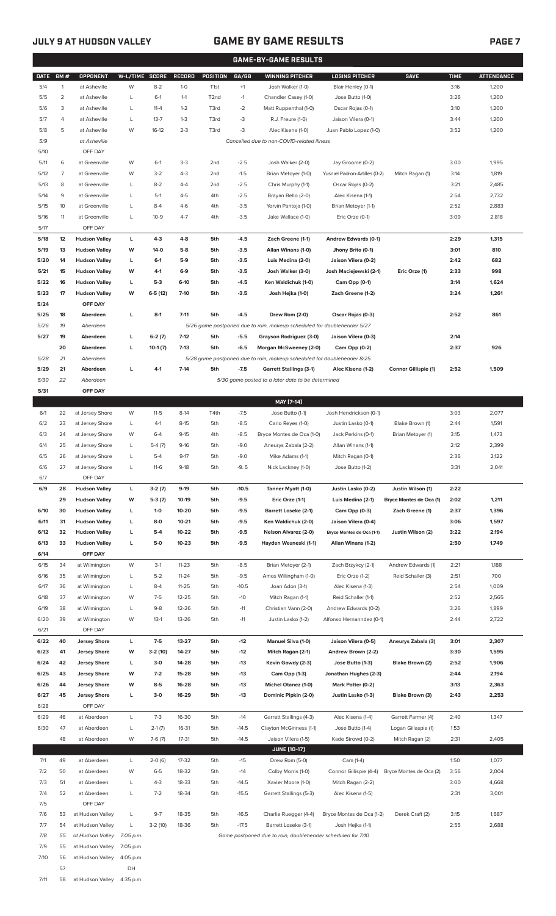## GAME BY GAME RESULTS

JULY 9 AT HUDSON VALLEY

### GAME-BY-GAME RESULTS

| DATE | GM # | OPPONENT | W-L/TIME | SCORE | RECORD | POSITION | GA/GB | WINNING PITCHER | LOSING PITCHER | SAVE | TIME | ATTENDANCE |
|---|---|---|---|---|---|---|---|---|---|---|---|---|
| 5/4 | 1 | at Asheville | W | 8-2 | 1-0 | T1st | +1 | Josh Walker (1-0) | Blair Henley (0-1) | | 3:16 | 1,200 |
| 5/5 | 2 | at Asheville | L | 6-1 | 1-1 | T2nd | -1 | Chandler Casey (1-0) | Jose Butto (1-0) | | 3:26 | 1,200 |
| 5/6 | 3 | at Asheville | L | 11-4 | 1-2 | T3rd | -2 | Matt Ruppenthal (1-0) | Oscar Rojas (0-1) | | 3:10 | 1,200 |
| 5/7 | 4 | at Asheville | L | 13-7 | 1-3 | T3rd | -3 | R.J. Freure (1-0) | Jaison Vilera (0-1) | | 3:44 | 1,200 |
| 5/8 | 5 | at Asheville | W | 16-12 | 2-3 | T3rd | -3 | Alec Kisena (1-0) | Juan Pablo Lopez (1-0) | | 3:52 | 1,200 |
| 5/9 | | at Asheville | | | | | | Cancelled due to non-COVID-related illness | | | | |
| 5/10 | | OFF DAY | | | | | | | | | | |
| 5/11 | 6 | at Greenville | W | 6-1 | 3-3 | 2nd | -2.5 | Josh Walker (2-0) | Jay Groome (0-2) | | 3:00 | 1,995 |
| 5/12 | 7 | at Greenville | W | 3-2 | 4-3 | 2nd | -1.5 | Brian Metoyer (1-0) | Yusniel Padron-Artilles (0-2) | Mitch Ragan (1) | 3:14 | 1,819 |
| 5/13 | 8 | at Greenville | L | 8-2 | 4-4 | 2nd | -2.5 | Chris Murphy (1-1) | Oscar Rojas (0-2) | | 3:21 | 2,485 |
| 5/14 | 9 | at Greenville | L | 5-1 | 4-5 | 4th | -2.5 | Brayan Bello (2-0) | Alec Kisena (1-1) | | 2:54 | 2,732 |
| 5/15 | 10 | at Greenville | L | 8-4 | 4-6 | 4th | -3.5 | Yorvin Pantoja (1-0) | Brian Metoyer (1-1) | | 2:52 | 2,883 |
| 5/16 | 11 | at Greenville | L | 10-9 | 4-7 | 4th | -3.5 | Jake Wallace (1-0) | Eric Orze (0-1) | | 3:09 | 2,818 |
| 5/17 | | OFF DAY | | | | | | | | | | |
| **5/18** | **12** | **Hudson Valley** | **L** | **4-3** | **4-8** | **5th** | **-4.5** | **Zach Greene (1-1)** | **Andrew Edwards (0-1)** | | **2:29** | **1,315** |
| **5/19** | **13** | **Hudson Valley** | **W** | **14-0** | **5-8** | **5th** | **-3.5** | **Allan Winans (1-0)** | **Jhony Brito (0-1)** | | **3:01** | **810** |
| **5/20** | **14** | **Hudson Valley** | **L** | **6-1** | **5-9** | **5th** | **-3.5** | **Luis Medina (2-0)** | **Jaison Vilera (0-2)** | | **2:42** | **682** |
| **5/21** | **15** | **Hudson Valley** | **W** | **4-1** | **6-9** | **5th** | **-3.5** | **Josh Walker (3-0)** | **Josh Maciejewski (2-1)** | **Eric Orze (1)** | **2:33** | **998** |
| **5/22** | **16** | **Hudson Valley** | **L** | **5-3** | **6-10** | **5th** | **-4.5** | **Ken Waldichuk (1-0)** | **Cam Opp (0-1)** | | **3:14** | **1,624** |
| **5/23** | **17** | **Hudson Valley** | **W** | **6-5 (12)** | **7-10** | **5th** | **-3.5** | **Josh Hejka (1-0)** | **Zach Greene (1-2)** | | **3:24** | **1,261** |
| **5/24** | | **OFF DAY** | | | | | | | | | | |
| **5/25** | **18** | **Aberdeen** | **L** | **8-1** | **7-11** | **5th** | **-4.5** | **Drew Rom (2-0)** | **Oscar Rojas (0-3)** | | **2:52** | **861** |
| *5/26* | *19* | *Aberdeen* | | | | | | *5/26 game postponed due to rain, makeup scheduled for doubleheader 5/27* | | | | |
| **5/27** | **19** | **Aberdeen** | **L** | **6-2 (7)** | **7-12** | **5th** | **-5.5** | **Grayson Rodriguez (3-0)** | **Jaison Vilera (0-3)** | | **2:14** | |
| | **20** | **Aberdeen** | **L** | **10-1 (7)** | **7-13** | **5th** | **-6.5** | **Morgan McSweeney (2-0)** | **Cam Opp (0-2)** | | **2:37** | **926** |
| *5/28* | *21* | *Aberdeen* | | | | | | *5/28 game postponed due to rain, makeup scheduled for doubleheader 8/25* | | | | |
| **5/29** | **21** | **Aberdeen** | **L** | **4-1** | **7-14** | **5th** | **-7.5** | **Garrett Stallings (3-1)** | **Alec Kisena (1-2)** | **Connor Gillispie (1)** | **2:52** | **1,509** |
| *5/30* | *22* | *Aberdeen* | | | | | | *5/30 game posted to a later date to be determined* | | | | |
| **5/31** | | **OFF DAY** | | | | | | | | | | |
| | | | | | | | | **MAY [7-14]** | | | | |
| 6/1 | 22 | at Jersey Shore | W | 11-5 | 8-14 | T4th | -7.5 | Jose Butto (1-1) | Josh Hendrickson (0-1) | | 3:03 | 2,077 |
| 6/2 | 23 | at Jersey Shore | L | 4-1 | 8-15 | 5th | -8.5 | Carlo Reyes (1-0) | Justin Lasko (0-1) | Blake Brown (1) | 2:44 | 1,591 |
| 6/3 | 24 | at Jersey Shore | W | 6-4 | 9-15 | 4th | -8.5 | Bryce Montes de Oca (1-0) | Jack Perkins (0-1) | Brian Metoyer (1) | 3:15 | 1,473 |
| 6/4 | 25 | at Jersey Shore | L | 5-4 (7) | 9-16 | 5th | -9.0 | Aneurys Zabala (2-2) | Allan Winans (1-1) | | 2:12 | 2,399 |
| 6/5 | 26 | at Jersey Shore | L | 5-4 | 9-17 | 5th | -9.0 | Mike Adams (1-1) | Mitch Ragan (0-1) | | 2:36 | 2,122 |
| 6/6 | 27 | at Jersey Shore | L | 11-6 | 9-18 | 5th | -9..5 | Nick Lackney (1-0) | Jose Butto (1-2) | | 3:31 | 2,041 |
| 6/7 | | OFF DAY | | | | | | | | | | |
| **6/9** | **28** | **Hudson Valley** | **L** | **3-2 (7)** | **9-19** | **5th** | **-10.5** | **Tanner Myatt (1-0)** | **Justin Lasko (0-2)** | **Justin Wilson (1)** | **2:22** | |
| | **29** | **Hudson Valley** | **W** | **5-3 (7)** | **10-19** | **5th** | **-9.5** | **Eric Orze (1-1)** | **Luis Medina (2-1)** | **Bryce Montes de Oca (1)** | **2:02** | **1,211** |
| **6/10** | **30** | **Hudson Valley** | **L** | **1-0** | **10-20** | **5th** | **-9.5** | **Barrett Loseke (2-1)** | **Cam Opp (0-3)** | **Zach Greene (1)** | **2:37** | **1,396** |
| **6/11** | **31** | **Hudson Valley** | **L** | **8-0** | **10-21** | **5th** | **-9.5** | **Ken Waldichuk (2-0)** | **Jaison Vilera (0-4)** | | **3:06** | **1,597** |
| **6/12** | **32** | **Hudson Valley** | **L** | **5-4** | **10-22** | **5th** | **-9.5** | **Nelson Alvarez (2-0)** | **Bryce Montes de Oca (1-1)** | **Justin Wilson (2)** | **3:22** | **2,194** |
| **6/13** | **33** | **Hudson Valley** | **L** | **5-0** | **10-23** | **5th** | **-9.5** | **Hayden Wesneski (1-1)** | **Allan Winans (1-2)** | | **2:50** | **1,749** |
| **6/14** | | **OFF DAY** | | | | | | | | | | |
| 6/15 | 34 | at Wilmington | W | 3-1 | 11-23 | 5th | -8.5 | Brian Metoyer (2-1) | Zach Brzykcy (2-1) | Andrew Edwards (1) | 2:21 | 1,188 |
| 6/16 | 35 | at Wilmington | L | 5-2 | 11-24 | 5th | -9.5 | Amos Willingham (1-0) | Eric Orze (1-2) | Reid Schaller (3) | 2:51 | 700 |
| 6/17 | 36 | at Wilmington | L | 8-4 | 11-25 | 5th | -10.5 | Joan Adon (3-1) | Alec Kisena (1-3) | | 2:54 | 1,009 |
| 6/18 | 37 | at Wilmington | W | 7-5 | 12-25 | 5th | -10 | Mitch Ragan (1-1) | Reid Schaller (1-1) | | 2:52 | 2,565 |
| 6/19 | 38 | at Wilmington | L | 9-8 | 12-26 | 5th | -11 | Christian Vann (2-0) | Andrew Edwards (0-2) | | 3:26 | 1,899 |
| 6/20 | 39 | at Wilmington | W | 13-1 | 13-26 | 5th | -11 | Justin Lasko (1-2) | Alfonso Hernanndez (0-1) | | 2:44 | 2,722 |
| 6/21 | | OFF DAY | | | | | | | | | | |
| **6/22** | **40** | **Jersey Shore** | **L** | **7-5** | **13-27** | **5th** | **-12** | **Manuel Silva (1-0)** | **Jaison Vilera (0-5)** | **Aneurys Zabala (3)** | **3:01** | **2,307** |
| **6/23** | **41** | **Jersey Shore** | **W** | **3-2 (10)** | **14-27** | **5th** | **-12** | **Mitch Ragan (2-1)** | **Andrew Brown (2-2)** | | **3:30** | **1,595** |
| **6/24** | **42** | **Jersey Shore** | **L** | **3-0** | **14-28** | **5th** | **-13** | **Kevin Gowdy (2-3)** | **Jose Butto (1-3)** | **Blake Brown (2)** | **2:52** | **1,906** |
| **6/25** | **43** | **Jersey Shore** | **W** | **7-2** | **15-28** | **5th** | **-13** | **Cam Opp (1-3)** | **Jonathan Hughes (2-3)** | | **2:44** | **2,194** |
| **6/26** | **44** | **Jersey Shore** | **W** | **8-5** | **16-28** | **5th** | **-13** | **Michel Otanez (1-0)** | **Mark Potter (0-2)** | | **3:13** | **2,363** |
| **6/27** | **45** | **Jersey Shore** | **L** | **3-0** | **16-29** | **5th** | **-13** | **Dominic Pipkin (2-0)** | **Justin Lasko (1-3)** | **Blake Brown (3)** | **2:43** | **2,253** |
| 6/28 | | OFF DAY | | | | | | | | | | |
| 6/29 | 46 | at Aberdeen | L | 7-3 | 16-30 | 5th | -14 | Garrett Stallings (4-3) | Alec Kisena (1-4) | Garrett Farmer (4) | 2:40 | 1,347 |
| 6/30 | 47 | at Aberdeen | L | 2-1 (7) | 16-31 | 5th | -14.5 | Clayton McGinness (1-1) | Jose Butto (1-4) | Logan Gillaspie (1) | 1:53 | |
| | 48 | at Aberdeen | W | 7-6 (7) | 17-31 | 5th | -14.5 | Jaison Vilera (1-5) | Kade Strowd (0-2) | Mitch Ragan (2) | 2:31 | 2,405 |
| | | | | | | | | **JUNE [10-17]** | | | | |
| 7/1 | 49 | at Aberdeen | L | 2-0 (6) | 17-32 | 5th | -15 | Drew Rom (5-0) | Cam (1-4) | | 1:50 | 1,077 |
| 7/2 | 50 | at Aberdeen | W | 6-5 | 18-32 | 5th | -14 | Colby Morris (1-0) | Connor Gillispie (4-4) | Bryce Montes de Oca (2) | 3:56 | 2,004 |
| 7/3 | 51 | at Aberdeen | L | 4-3 | 18-33 | 5th | -14.5 | Xavier Moore (1-0) | Mitch Ragan (2-2) | | 3:00 | 4,668 |
| 7/4 | 52 | at Aberdeen | L | 7-2 | 18-34 | 5th | -15.5 | Garrett Stallings (5-3) | Alec Kisena (1-5) | | 2:31 | 3,001 |
| 7/5 | | OFF DAY | | | | | | | | | | |
| 7/6 | 53 | at Hudson Valley | L | 9-7 | 18-35 | 5th | -16.5 | Charlie Ruegger (4-4) | Bryce Montes de Oca (1-2) | Derek Craft (2) | 3:15 | 1,687 |
| 7/7 | 54 | at Hudson Valley | L | 3-2 (10) | 18-36 | 5th | -17.5 | Barrett Loseke (3-1) | Josh Hejka (1-1) | | 2:55 | 2,688 |
| *7/8* | *55* | *at Hudson Valley* | *7:05 p.m.* | | | | | *Game postponed due to rain, doubleheader scheduled for 7/10* | | | | |
| 7/9 | 55 | at Hudson Valley | 7:05 p.m. | | | | | | | | | |
| 7/10 | 56 | at Hudson Valley | 4:05 p.m. | | | | | | | | | |
| | 57 | | DH | | | | | | | | | |
| 7/11 | 58 | at Hudson Valley | 4:35 p.m. | | | | | | | | | |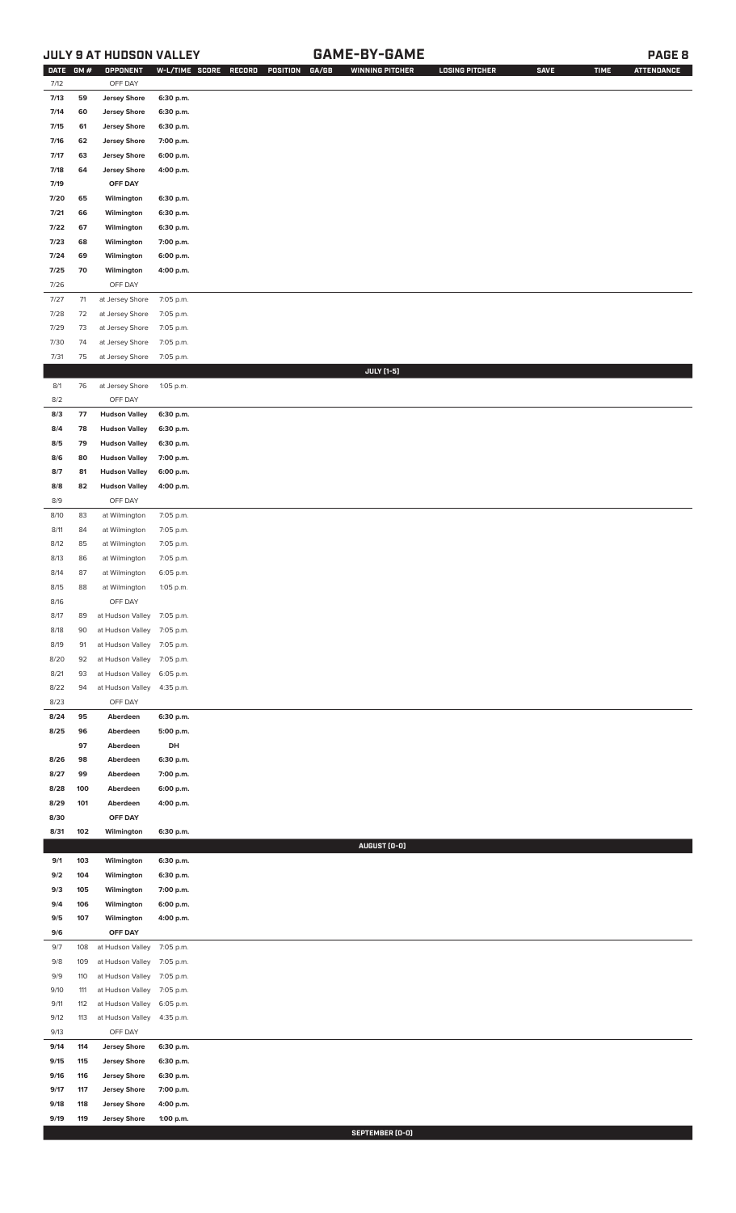## JULY 9 AT HUDSON VALLEY — GAME-BY-GAME

| DATE | GM # | OPPONENT | W-L/TIME | SCORE | RECORD | POSITION | GA/GB | WINNING PITCHER | LOSING PITCHER | SAVE | TIME | ATTENDANCE |
|---|---|---|---|---|---|---|---|---|---|---|---|---|
| 7/12 | | OFF DAY | | | | | | | | | | |
| 7/13 | 59 | Jersey Shore | 6:30 p.m. | | | | | | | | | |
| 7/14 | 60 | Jersey Shore | 6:30 p.m. | | | | | | | | | |
| 7/15 | 61 | Jersey Shore | 6:30 p.m. | | | | | | | | | |
| 7/16 | 62 | Jersey Shore | 7:00 p.m. | | | | | | | | | |
| 7/17 | 63 | Jersey Shore | 6:00 p.m. | | | | | | | | | |
| 7/18 | 64 | Jersey Shore | 4:00 p.m. | | | | | | | | | |
| 7/19 | | OFF DAY | | | | | | | | | | |
| 7/20 | 65 | Wilmington | 6:30 p.m. | | | | | | | | | |
| 7/21 | 66 | Wilmington | 6:30 p.m. | | | | | | | | | |
| 7/22 | 67 | Wilmington | 6:30 p.m. | | | | | | | | | |
| 7/23 | 68 | Wilmington | 7:00 p.m. | | | | | | | | | |
| 7/24 | 69 | Wilmington | 6:00 p.m. | | | | | | | | | |
| 7/25 | 70 | Wilmington | 4:00 p.m. | | | | | | | | | |
| 7/26 | | OFF DAY | | | | | | | | | | |
| 7/27 | 71 | at Jersey Shore | 7:05 p.m. | | | | | | | | | |
| 7/28 | 72 | at Jersey Shore | 7:05 p.m. | | | | | | | | | |
| 7/29 | 73 | at Jersey Shore | 7:05 p.m. | | | | | | | | | |
| 7/30 | 74 | at Jersey Shore | 7:05 p.m. | | | | | | | | | |
| 7/31 | 75 | at Jersey Shore | 7:05 p.m. | | | | | | | | | |
| | | | | | | | | JULY (1-5) | | | | |
| 8/1 | 76 | at Jersey Shore | 1:05 p.m. | | | | | | | | | |
| 8/2 | | OFF DAY | | | | | | | | | | |
| 8/3 | 77 | Hudson Valley | 6:30 p.m. | | | | | | | | | |
| 8/4 | 78 | Hudson Valley | 6:30 p.m. | | | | | | | | | |
| 8/5 | 79 | Hudson Valley | 6:30 p.m. | | | | | | | | | |
| 8/6 | 80 | Hudson Valley | 7:00 p.m. | | | | | | | | | |
| 8/7 | 81 | Hudson Valley | 6:00 p.m. | | | | | | | | | |
| 8/8 | 82 | Hudson Valley | 4:00 p.m. | | | | | | | | | |
| 8/9 | | OFF DAY | | | | | | | | | | |
| 8/10 | 83 | at Wilmington | 7:05 p.m. | | | | | | | | | |
| 8/11 | 84 | at Wilmington | 7:05 p.m. | | | | | | | | | |
| 8/12 | 85 | at Wilmington | 7:05 p.m. | | | | | | | | | |
| 8/13 | 86 | at Wilmington | 7:05 p.m. | | | | | | | | | |
| 8/14 | 87 | at Wilmington | 6:05 p.m. | | | | | | | | | |
| 8/15 | 88 | at Wilmington | 1:05 p.m. | | | | | | | | | |
| 8/16 | | OFF DAY | | | | | | | | | | |
| 8/17 | 89 | at Hudson Valley | 7:05 p.m. | | | | | | | | | |
| 8/18 | 90 | at Hudson Valley | 7:05 p.m. | | | | | | | | | |
| 8/19 | 91 | at Hudson Valley | 7:05 p.m. | | | | | | | | | |
| 8/20 | 92 | at Hudson Valley | 7:05 p.m. | | | | | | | | | |
| 8/21 | 93 | at Hudson Valley | 6:05 p.m. | | | | | | | | | |
| 8/22 | 94 | at Hudson Valley | 4:35 p.m. | | | | | | | | | |
| 8/23 | | OFF DAY | | | | | | | | | | |
| 8/24 | 95 | Aberdeen | 6:30 p.m. | | | | | | | | | |
| 8/25 | 96 | Aberdeen | 5:00 p.m. | | | | | | | | | |
| | 97 | Aberdeen | DH | | | | | | | | | |
| 8/26 | 98 | Aberdeen | 6:30 p.m. | | | | | | | | | |
| 8/27 | 99 | Aberdeen | 7:00 p.m. | | | | | | | | | |
| 8/28 | 100 | Aberdeen | 6:00 p.m. | | | | | | | | | |
| 8/29 | 101 | Aberdeen | 4:00 p.m. | | | | | | | | | |
| 8/30 | | OFF DAY | | | | | | | | | | |
| 8/31 | 102 | Wilmington | 6:30 p.m. | | | | | | | | | |
| | | | | | | | | AUGUST (0-0) | | | | |
| 9/1 | 103 | Wilmington | 6:30 p.m. | | | | | | | | | |
| 9/2 | 104 | Wilmington | 6:30 p.m. | | | | | | | | | |
| 9/3 | 105 | Wilmington | 7:00 p.m. | | | | | | | | | |
| 9/4 | 106 | Wilmington | 6:00 p.m. | | | | | | | | | |
| 9/5 | 107 | Wilmington | 4:00 p.m. | | | | | | | | | |
| 9/6 | | OFF DAY | | | | | | | | | | |
| 9/7 | 108 | at Hudson Valley | 7:05 p.m. | | | | | | | | | |
| 9/8 | 109 | at Hudson Valley | 7:05 p.m. | | | | | | | | | |
| 9/9 | 110 | at Hudson Valley | 7:05 p.m. | | | | | | | | | |
| 9/10 | 111 | at Hudson Valley | 7:05 p.m. | | | | | | | | | |
| 9/11 | 112 | at Hudson Valley | 6:05 p.m. | | | | | | | | | |
| 9/12 | 113 | at Hudson Valley | 4:35 p.m. | | | | | | | | | |
| 9/13 | | OFF DAY | | | | | | | | | | |
| 9/14 | 114 | Jersey Shore | 6:30 p.m. | | | | | | | | | |
| 9/15 | 115 | Jersey Shore | 6:30 p.m. | | | | | | | | | |
| 9/16 | 116 | Jersey Shore | 6:30 p.m. | | | | | | | | | |
| 9/17 | 117 | Jersey Shore | 7:00 p.m. | | | | | | | | | |
| 9/18 | 118 | Jersey Shore | 4:00 p.m. | | | | | | | | | |
| 9/19 | 119 | Jersey Shore | 1:00 p.m. | | | | | | | | | |
| | | | | | | | | SEPTEMBER (0-0) | | | | |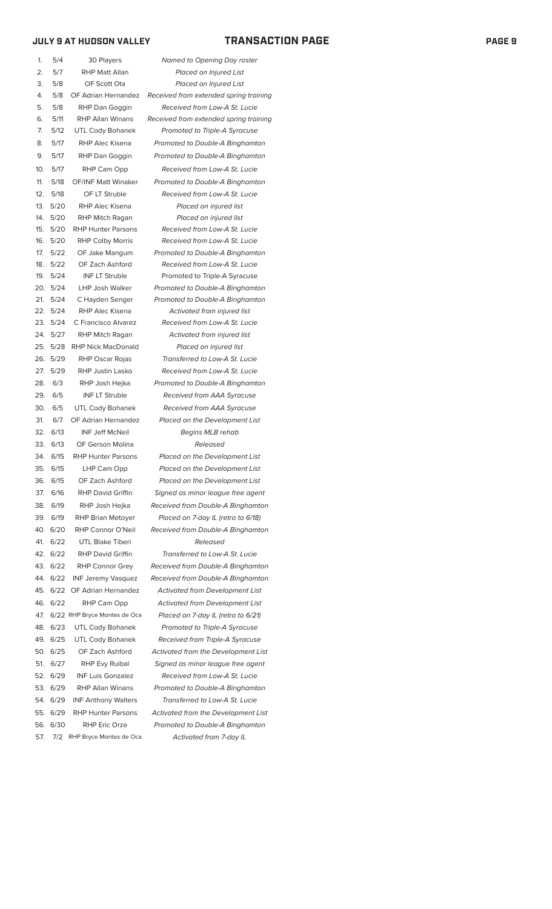## TRANSACTION PAGE

| | | | |
|---|---|---|---|
| 1. | 5/4 | 30 Players | *Named to Opening Day roster* |
| 2. | 5/7 | RHP Matt Allan | *Placed on Injured List* |
| 3. | 5/8 | OF Scott Ota | *Placed on Injured List* |
| 4. | 5/8 | OF Adrian Hernandez | *Received from extended spring training* |
| 5. | 5/8 | RHP Dan Goggin | *Received from Low-A St. Lucie* |
| 6. | 5/11 | RHP Allan Winans | *Received from extended spring training* |
| 7. | 5/12 | UTL Cody Bohanek | *Promoted to Triple-A Syracuse* |
| 8. | 5/17 | RHP Alec Kisena | *Promoted to Double-A Binghamton* |
| 9. | 5/17 | RHP Dan Goggin | *Promoted to Double-A Binghamton* |
| 10. | 5/17 | RHP Cam Opp | *Received from Low-A St. Lucie* |
| 11. | 5/18 | OF/INF Matt Winaker | *Promoted to Double-A Binghamton* |
| 12. | 5/18 | OF LT Struble | *Received from Low-A St. Lucie* |
| 13. | 5/20 | RHP Alec Kisena | *Placed on injured list* |
| 14. | 5/20 | RHP Mitch Ragan | *Placed on injured list* |
| 15. | 5/20 | RHP Hunter Parsons | *Received from Low-A St. Lucie* |
| 16. | 5/20 | RHP Colby Morris | *Received from Low-A St. Lucie* |
| 17. | 5/22 | OF Jake Mangum | *Promoted to Double-A Binghamton* |
| 18. | 5/22 | OF Zach Ashford | *Received from Low-A St. Lucie* |
| 19. | 5/24 | INF LT Struble | Promoted to Triple-A Syracuse |
| 20. | 5/24 | LHP Josh Walker | *Promoted to Double-A Binghamton* |
| 21. | 5/24 | C Hayden Senger | *Promoted to Double-A Binghamton* |
| 22. | 5/24 | RHP Alec Kisena | *Activated from injured list* |
| 23. | 5/24 | C Francisco Alvarez | *Received from Low-A St. Lucie* |
| 24. | 5/27 | RHP Mitch Ragan | *Activated from injured list* |
| 25. | 5/28 | RHP Nick MacDonald | *Placed on injured list* |
| 26. | 5/29 | RHP Oscar Rojas | *Transferred to Low-A St. Lucie* |
| 27. | 5/29 | RHP Justin Lasko | *Received from Low-A St. Lucie* |
| 28. | 6/3 | RHP Josh Hejka | *Promoted to Double-A Binghamton* |
| 29. | 6/5 | INF LT Struble | *Received from AAA Syracuse* |
| 30. | 6/5 | UTL Cody Bohanek | *Received from AAA Syracuse* |
| 31. | 6/7 | OF Adrian Hernandez | *Placed on the Development List* |
| 32. | 6/13 | INF Jeff McNeil | *Begins MLB rehab* |
| 33. | 6/13 | OF Gerson Molina | *Released* |
| 34. | 6/15 | RHP Hunter Parsons | *Placed on the Development List* |
| 35. | 6/15 | LHP Cam Opp | *Placed on the Development List* |
| 36. | 6/15 | OF Zach Ashford | *Placed on the Development List* |
| 37. | 6/16 | RHP David Griffin | *Signed as minor league free agent* |
| 38. | 6/19 | RHP Josh Hejka | *Received from Double-A Binghamton* |
| 39. | 6/19 | RHP Brian Metoyer | *Placed on 7-day IL (retro to 6/18)* |
| 40. | 6/20 | RHP Connor O'Neil | *Received from Double-A Binghamton* |
| 41. | 6/22 | UTL Blake Tiberi | *Released* |
| 42. | 6/22 | RHP David Griffin | *Transferred to Low-A St. Lucie* |
| 43. | 6/22 | RHP Connor Grey | *Received from Double-A Binghamton* |
| 44. | 6/22 | INF Jeremy Vasquez | *Received from Double-A Binghamton* |
| 45. | 6/22 | OF Adrian Hernandez | *Activated from Development List* |
| 46. | 6/22 | RHP Cam Opp | *Activated from Development List* |
| 47. | 6/22 | RHP Bryce Montes de Oca | *Placed on 7-day IL (retro to 6/21)* |
| 48. | 6/23 | UTL Cody Bohanek | *Promoted to Triple-A Syracuse* |
| 49. | 6/25 | UTL Cody Bohanek | *Received from Triple-A Syracuse* |
| 50. | 6/25 | OF Zach Ashford | *Activated from the Development List* |
| 51. | 6/27 | RHP Evy Ruibal | *Signed as minor league free agent* |
| 52. | 6/29 | INF Luis Gonzalez | *Received from Low-A St. Lucie* |
| 53. | 6/29 | RHP Allan Winans | *Promoted to Double-A Binghamton* |
| 54. | 6/29 | INF Anthony Walters | *Transferred to Low-A St. Lucie* |
| 55. | 6/29 | RHP Hunter Parsons | *Activated from the Development List* |
| 56. | 6/30 | RHP Eric Orze | *Promoted to Double-A Binghamton* |
| 57. | 7/2 | RHP Bryce Montes de Oca | *Activated from 7-day IL* |